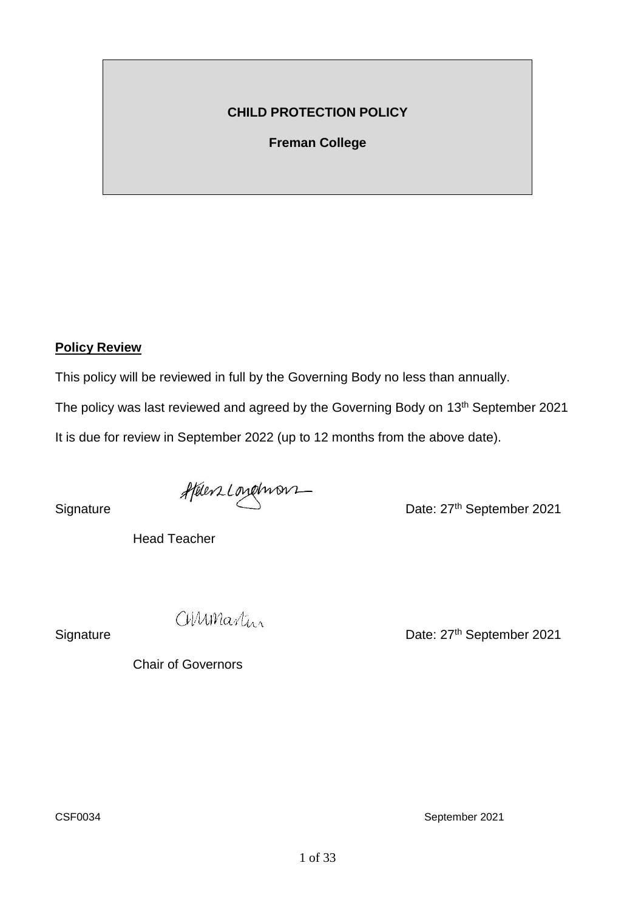# CHILD PROTECTION POLICY

## Freman College

**Policy Review**

This policy will be reviewed in full by the Governing Body no less than annually.

The policy was last reviewed and agreed by the Governing Body on 13th September 2021

It is due for review in September 2022 (up to 12 months from the above date).

Signature Helen Longman Date: 27th September 2021

Head Teacher

Signature CMMartin Date: 27th September 2021

Chair of Governors

CSF0034 September 2021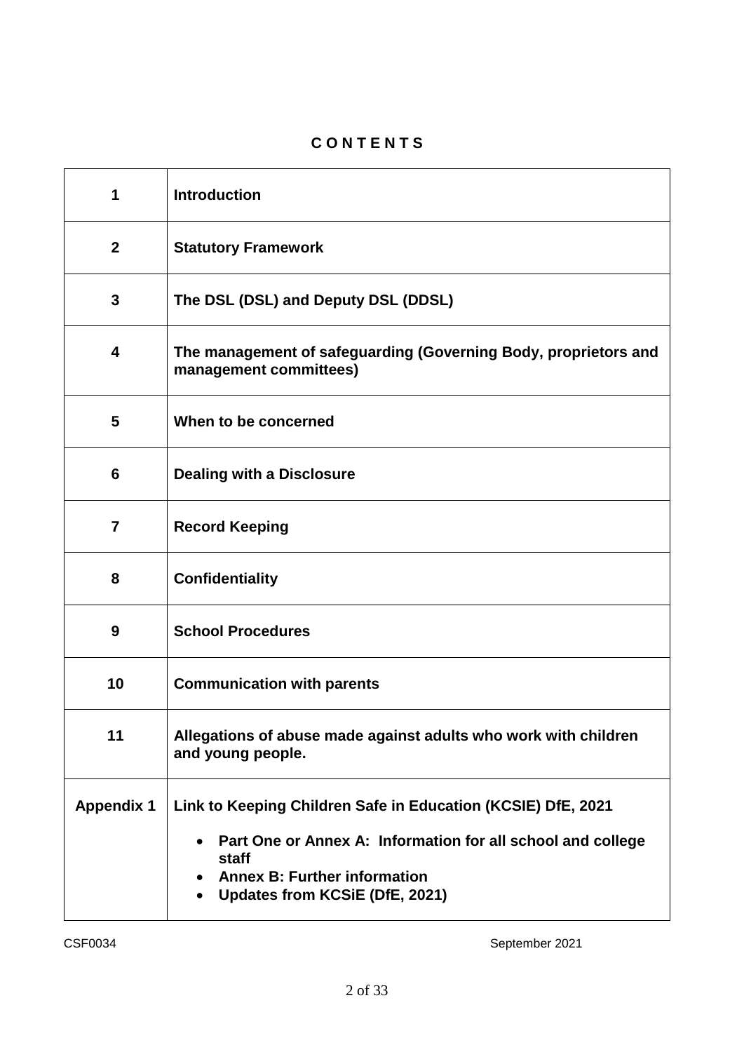# C O N T E N T S

| | |
|---|---|
| **1** | **Introduction** |
| **2** | **Statutory Framework** |
| **3** | **The DSL (DSL) and Deputy DSL (DDSL)** |
| **4** | **The management of safeguarding (Governing Body, proprietors and management committees)** |
| **5** | **When to be concerned** |
| **6** | **Dealing with a Disclosure** |
| **7** | **Record Keeping** |
| **8** | **Confidentiality** |
| **9** | **School Procedures** |
| **10** | **Communication with parents** |
| **11** | **Allegations of abuse made against adults who work with children and young people.** |
| **Appendix 1** | **Link to Keeping Children Safe in Education (KCSIE) DfE, 2021**<br>• **Part One or Annex A: Information for all school and college staff**<br>• **Annex B: Further information**<br>• **Updates from KCSiE (DfE, 2021)** |

CSF0034 September 2021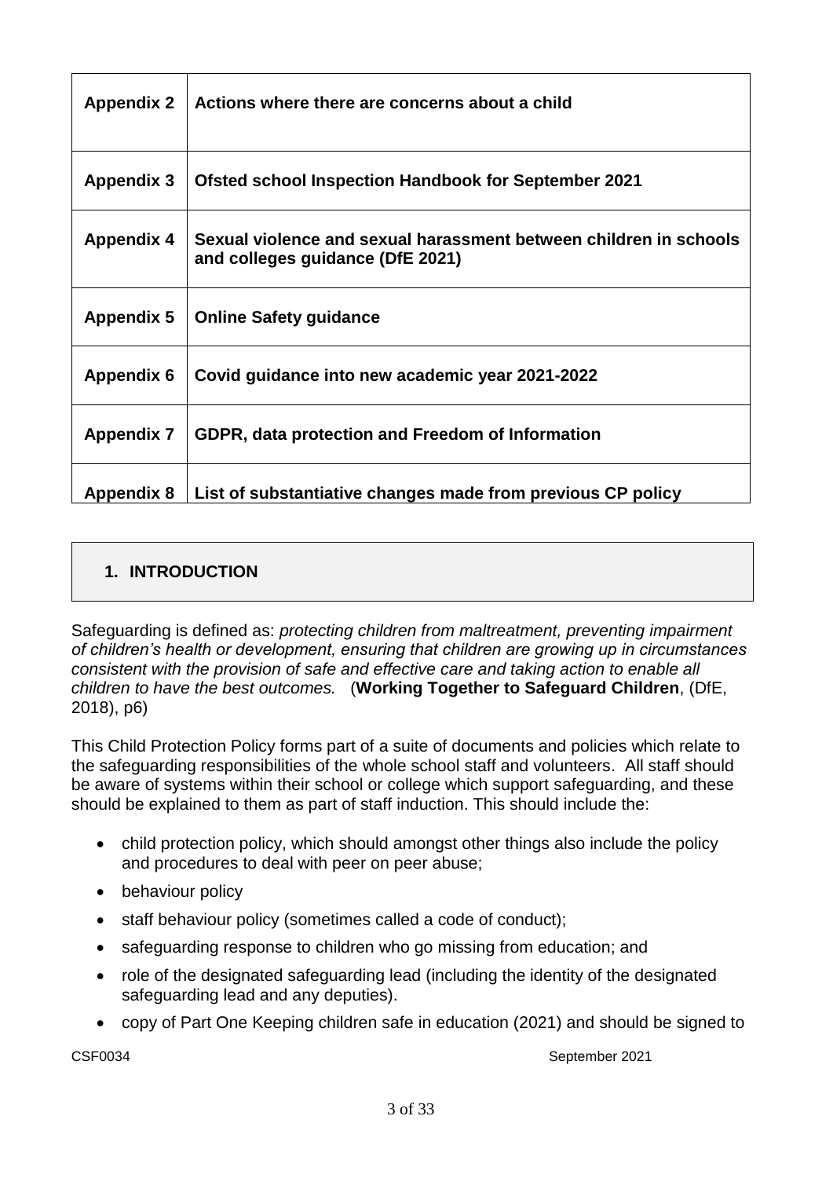| | |
|---|---|
| **Appendix 2** | **Actions where there are concerns about a child** |
| **Appendix 3** | **Ofsted school Inspection Handbook for September 2021** |
| **Appendix 4** | **Sexual violence and sexual harassment between children in schools and colleges guidance (DfE 2021)** |
| **Appendix 5** | **Online Safety guidance** |
| **Appendix 6** | **Covid guidance into new academic year 2021-2022** |
| **Appendix 7** | **GDPR, data protection and Freedom of Information** |
| **Appendix 8** | **List of substantiative changes made from previous CP policy** |

## 1. INTRODUCTION

Safeguarding is defined as: *protecting children from maltreatment, preventing impairment of children's health or development, ensuring that children are growing up in circumstances consistent with the provision of safe and effective care and taking action to enable all children to have the best outcomes.* (**Working Together to Safeguard Children**, (DfE, 2018), p6)

This Child Protection Policy forms part of a suite of documents and policies which relate to the safeguarding responsibilities of the whole school staff and volunteers. All staff should be aware of systems within their school or college which support safeguarding, and these should be explained to them as part of staff induction. This should include the:

- child protection policy, which should amongst other things also include the policy and procedures to deal with peer on peer abuse;
- behaviour policy
- staff behaviour policy (sometimes called a code of conduct);
- safeguarding response to children who go missing from education; and
- role of the designated safeguarding lead (including the identity of the designated safeguarding lead and any deputies).
- copy of Part One Keeping children safe in education (2021) and should be signed to

CSF0034 September 2021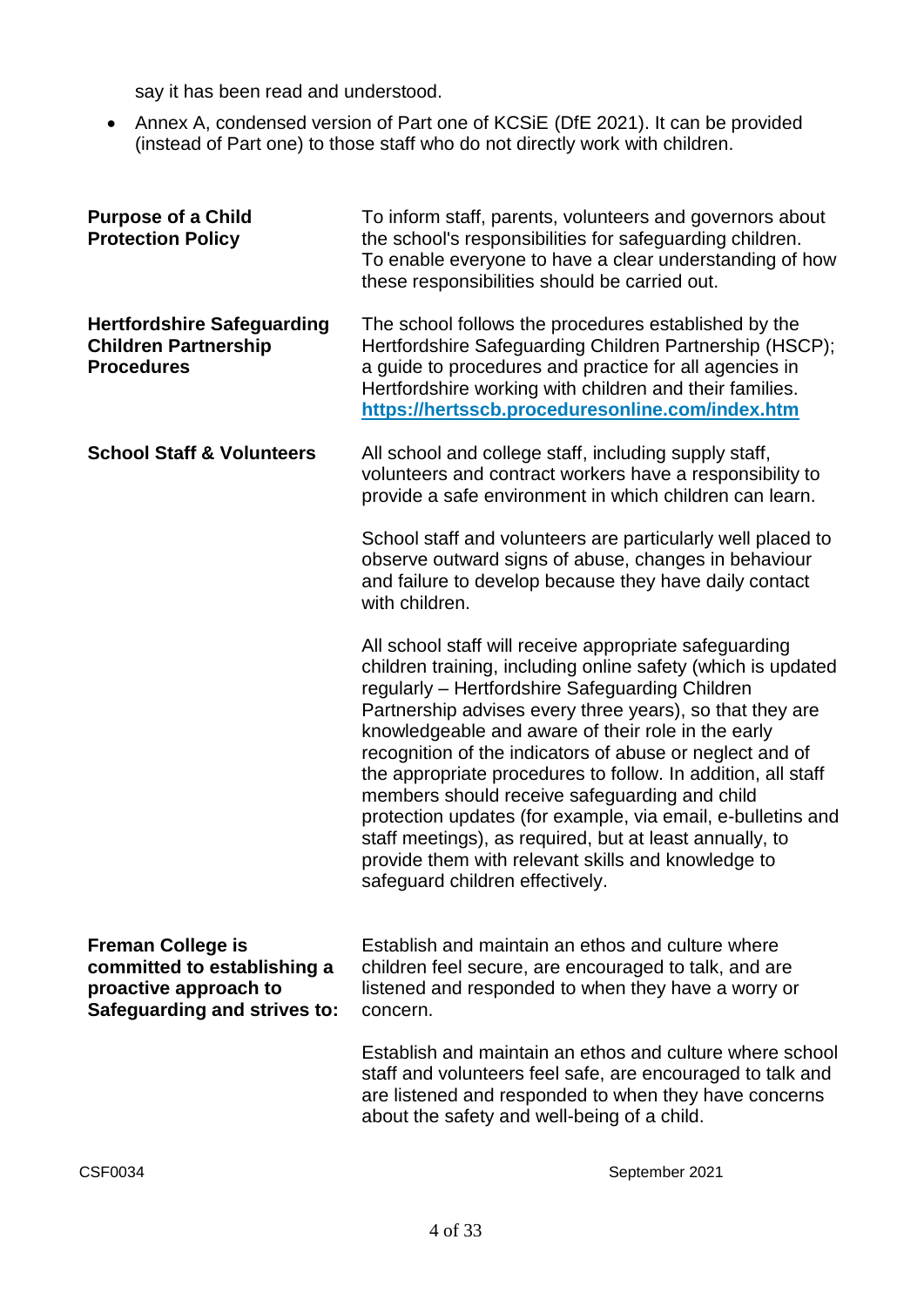say it has been read and understood.

- Annex A, condensed version of Part one of KCSiE (DfE 2021). It can be provided (instead of Part one) to those staff who do not directly work with children.

| | |
|---|---|
| **Purpose of a Child Protection Policy** | To inform staff, parents, volunteers and governors about the school's responsibilities for safeguarding children. To enable everyone to have a clear understanding of how these responsibilities should be carried out. |
| **Hertfordshire Safeguarding Children Partnership Procedures** | The school follows the procedures established by the Hertfordshire Safeguarding Children Partnership (HSCP); a guide to procedures and practice for all agencies in Hertfordshire working with children and their families. **https://hertsscb.proceduresonline.com/index.htm** |
| **School Staff & Volunteers** | All school and college staff, including supply staff, volunteers and contract workers have a responsibility to provide a safe environment in which children can learn. |
| | School staff and volunteers are particularly well placed to observe outward signs of abuse, changes in behaviour and failure to develop because they have daily contact with children. |
| | All school staff will receive appropriate safeguarding children training, including online safety (which is updated regularly – Hertfordshire Safeguarding Children Partnership advises every three years), so that they are knowledgeable and aware of their role in the early recognition of the indicators of abuse or neglect and of the appropriate procedures to follow. In addition, all staff members should receive safeguarding and child protection updates (for example, via email, e-bulletins and staff meetings), as required, but at least annually, to provide them with relevant skills and knowledge to safeguard children effectively. |
| **Freman College is committed to establishing a proactive approach to Safeguarding and strives to:** | Establish and maintain an ethos and culture where children feel secure, are encouraged to talk, and are listened and responded to when they have a worry or concern. |
| | Establish and maintain an ethos and culture where school staff and volunteers feel safe, are encouraged to talk and are listened and responded to when they have concerns about the safety and well-being of a child. |

CSF0034 September 2021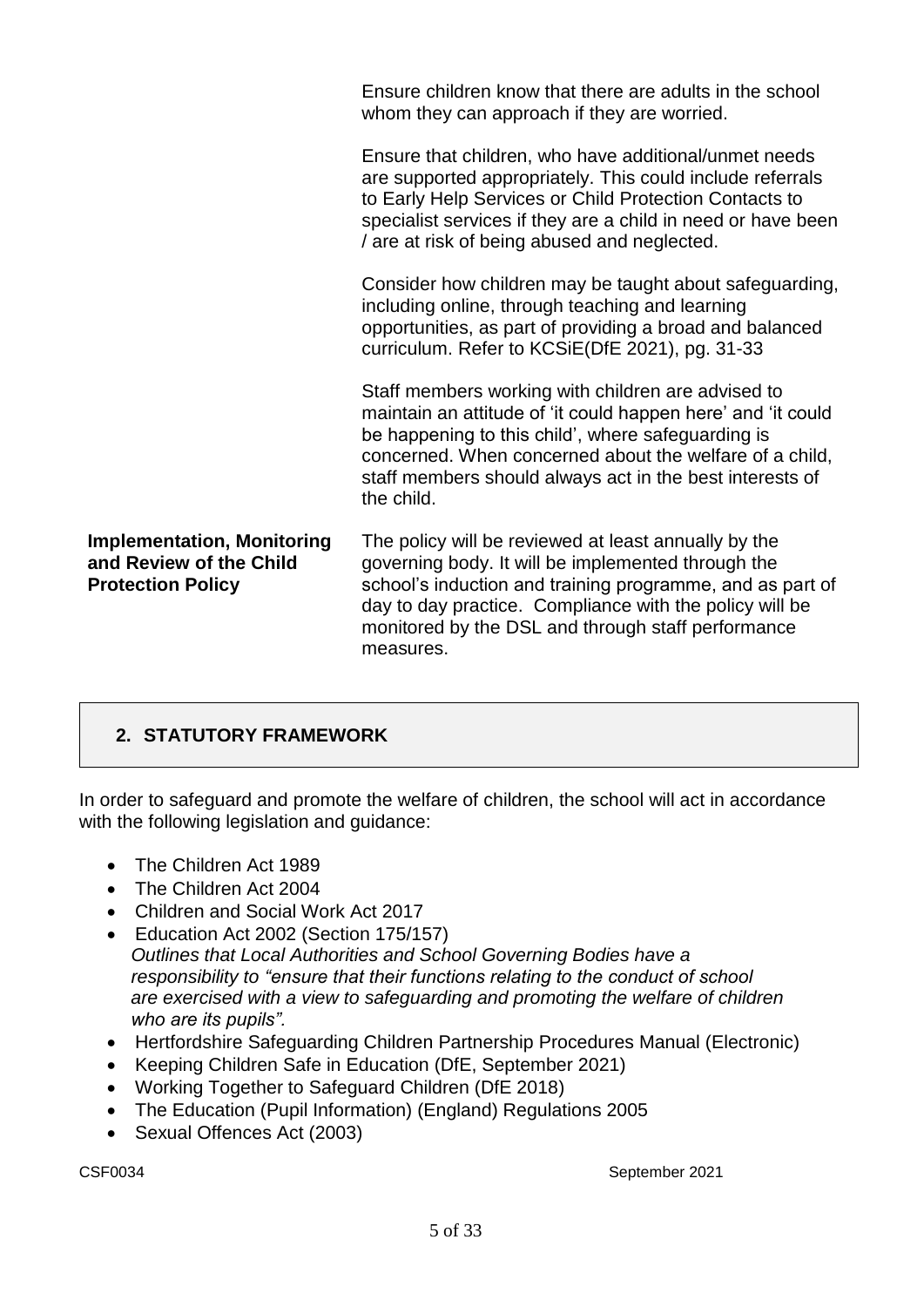| | |
|---|---|
| | Ensure children know that there are adults in the school whom they can approach if they are worried.<br><br>Ensure that children, who have additional/unmet needs are supported appropriately. This could include referrals to Early Help Services or Child Protection Contacts to specialist services if they are a child in need or have been / are at risk of being abused and neglected.<br><br>Consider how children may be taught about safeguarding, including online, through teaching and learning opportunities, as part of providing a broad and balanced curriculum. Refer to KCSiE(DfE 2021), pg. 31-33<br><br>Staff members working with children are advised to maintain an attitude of 'it could happen here' and 'it could be happening to this child', where safeguarding is concerned. When concerned about the welfare of a child, staff members should always act in the best interests of the child. |
| **Implementation, Monitoring and Review of the Child Protection Policy** | The policy will be reviewed at least annually by the governing body. It will be implemented through the school's induction and training programme, and as part of day to day practice. Compliance with the policy will be monitored by the DSL and through staff performance measures. |

## 2. STATUTORY FRAMEWORK

In order to safeguard and promote the welfare of children, the school will act in accordance with the following legislation and guidance:

- The Children Act 1989
- The Children Act 2004
- Children and Social Work Act 2017
- Education Act 2002 (Section 175/157)
  *Outlines that Local Authorities and School Governing Bodies have a responsibility to "ensure that their functions relating to the conduct of school are exercised with a view to safeguarding and promoting the welfare of children who are its pupils".*
- Hertfordshire Safeguarding Children Partnership Procedures Manual (Electronic)
- Keeping Children Safe in Education (DfE, September 2021)
- Working Together to Safeguard Children (DfE 2018)
- The Education (Pupil Information) (England) Regulations 2005
- Sexual Offences Act (2003)

CSF0034 September 2021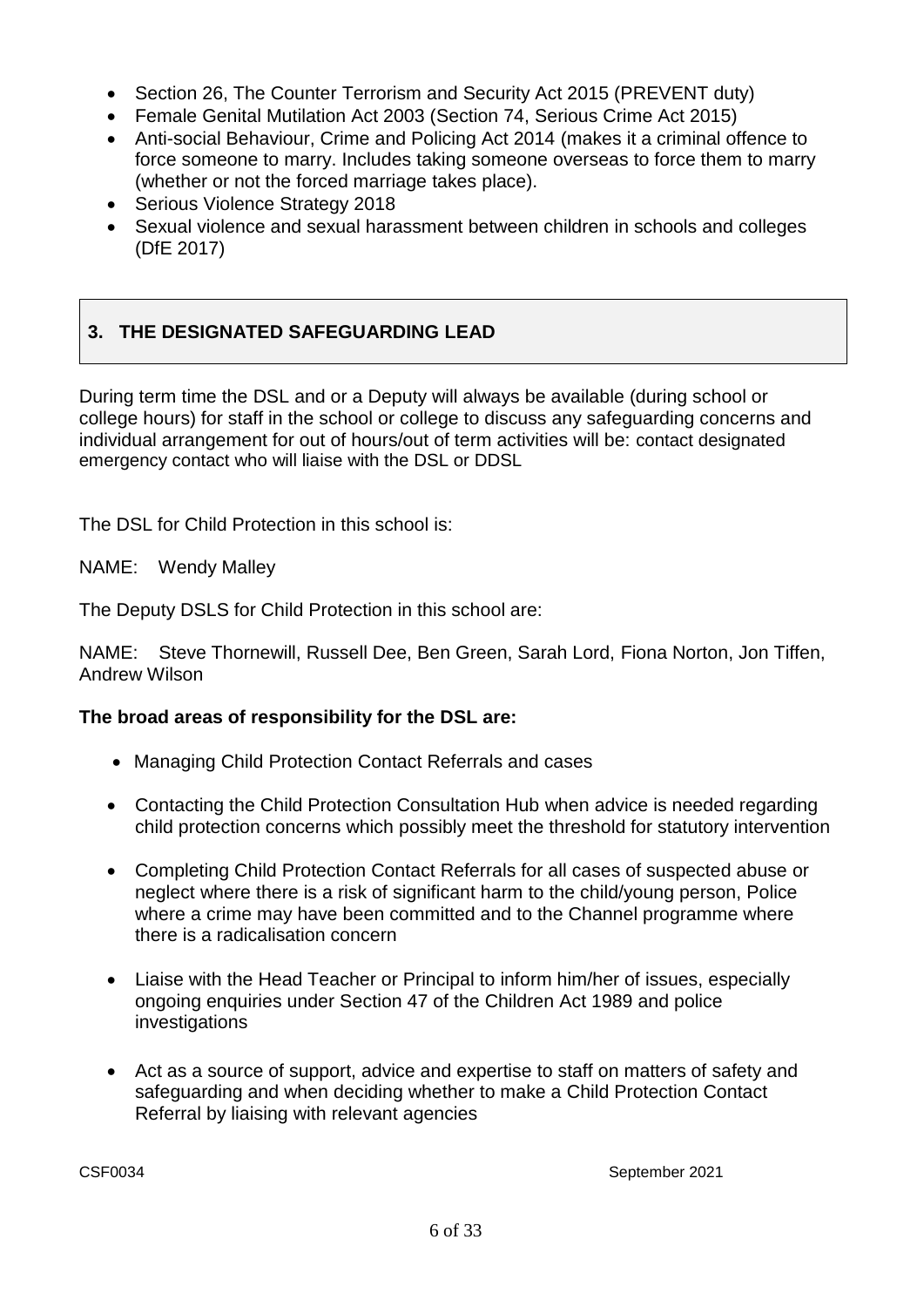- Section 26, The Counter Terrorism and Security Act 2015 (PREVENT duty)
- Female Genital Mutilation Act 2003 (Section 74, Serious Crime Act 2015)
- Anti-social Behaviour, Crime and Policing Act 2014 (makes it a criminal offence to force someone to marry. Includes taking someone overseas to force them to marry (whether or not the forced marriage takes place).
- Serious Violence Strategy 2018
- Sexual violence and sexual harassment between children in schools and colleges (DfE 2017)

## 3. THE DESIGNATED SAFEGUARDING LEAD

During term time the DSL and or a Deputy will always be available (during school or college hours) for staff in the school or college to discuss any safeguarding concerns and individual arrangement for out of hours/out of term activities will be: contact designated emergency contact who will liaise with the DSL or DDSL

The DSL for Child Protection in this school is:

NAME: Wendy Malley

The Deputy DSLS for Child Protection in this school are:

NAME: Steve Thornewill, Russell Dee, Ben Green, Sarah Lord, Fiona Norton, Jon Tiffen, Andrew Wilson

**The broad areas of responsibility for the DSL are:**

- Managing Child Protection Contact Referrals and cases
- Contacting the Child Protection Consultation Hub when advice is needed regarding child protection concerns which possibly meet the threshold for statutory intervention
- Completing Child Protection Contact Referrals for all cases of suspected abuse or neglect where there is a risk of significant harm to the child/young person, Police where a crime may have been committed and to the Channel programme where there is a radicalisation concern
- Liaise with the Head Teacher or Principal to inform him/her of issues, especially ongoing enquiries under Section 47 of the Children Act 1989 and police investigations
- Act as a source of support, advice and expertise to staff on matters of safety and safeguarding and when deciding whether to make a Child Protection Contact Referral by liaising with relevant agencies

CSF0034 September 2021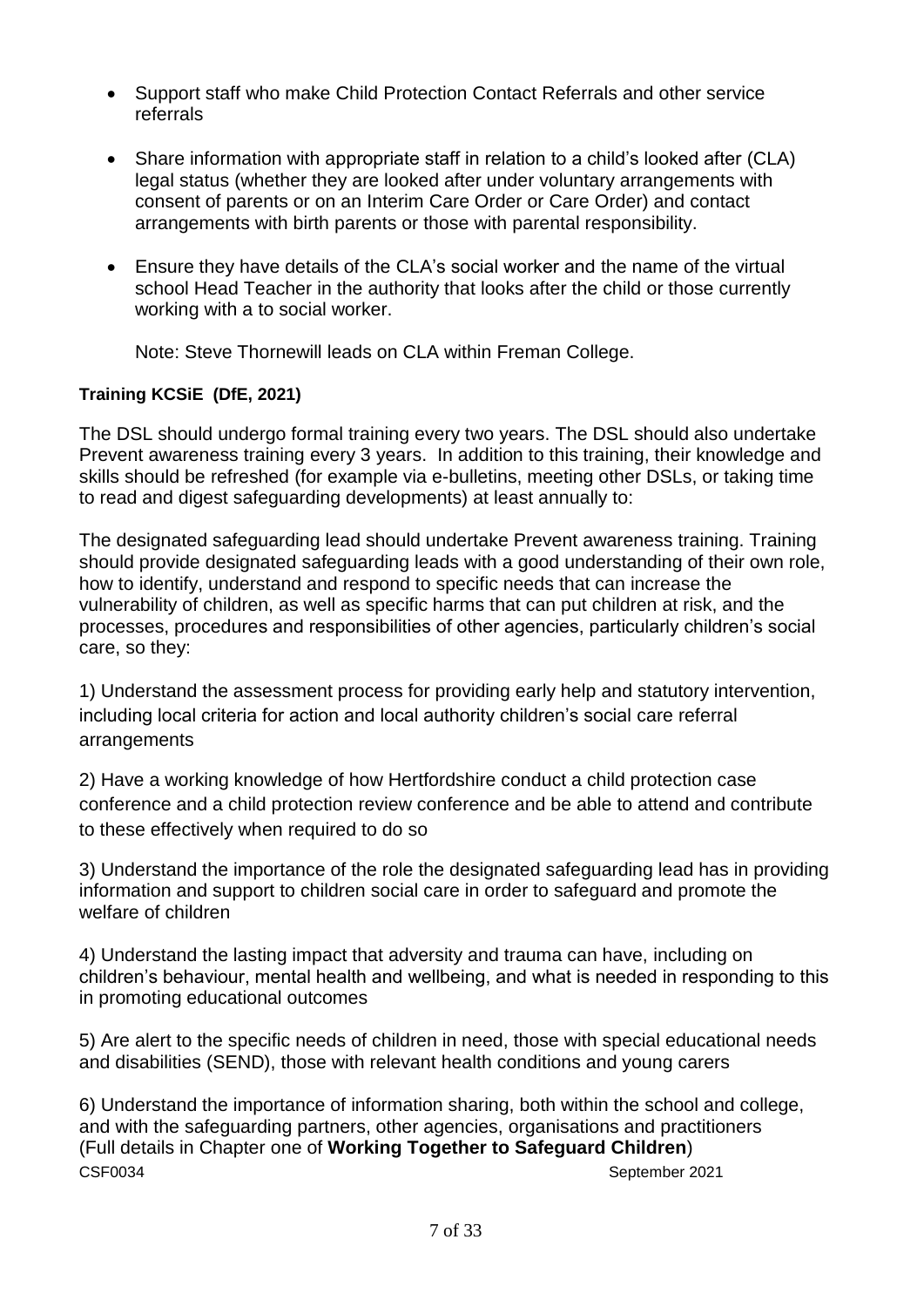- Support staff who make Child Protection Contact Referrals and other service referrals
- Share information with appropriate staff in relation to a child's looked after (CLA) legal status (whether they are looked after under voluntary arrangements with consent of parents or on an Interim Care Order or Care Order) and contact arrangements with birth parents or those with parental responsibility.
- Ensure they have details of the CLA's social worker and the name of the virtual school Head Teacher in the authority that looks after the child or those currently working with a to social worker.

  Note: Steve Thornewill leads on CLA within Freman College.

**Training KCSiE (DfE, 2021)**

The DSL should undergo formal training every two years. The DSL should also undertake Prevent awareness training every 3 years. In addition to this training, their knowledge and skills should be refreshed (for example via e-bulletins, meeting other DSLs, or taking time to read and digest safeguarding developments) at least annually to:

The designated safeguarding lead should undertake Prevent awareness training. Training should provide designated safeguarding leads with a good understanding of their own role, how to identify, understand and respond to specific needs that can increase the vulnerability of children, as well as specific harms that can put children at risk, and the processes, procedures and responsibilities of other agencies, particularly children's social care, so they:

1) Understand the assessment process for providing early help and statutory intervention, including local criteria for action and local authority children's social care referral arrangements

2) Have a working knowledge of how Hertfordshire conduct a child protection case conference and a child protection review conference and be able to attend and contribute to these effectively when required to do so

3) Understand the importance of the role the designated safeguarding lead has in providing information and support to children social care in order to safeguard and promote the welfare of children

4) Understand the lasting impact that adversity and trauma can have, including on children's behaviour, mental health and wellbeing, and what is needed in responding to this in promoting educational outcomes

5) Are alert to the specific needs of children in need, those with special educational needs and disabilities (SEND), those with relevant health conditions and young carers

6) Understand the importance of information sharing, both within the school and college, and with the safeguarding partners, other agencies, organisations and practitioners (Full details in Chapter one of **Working Together to Safeguard Children**)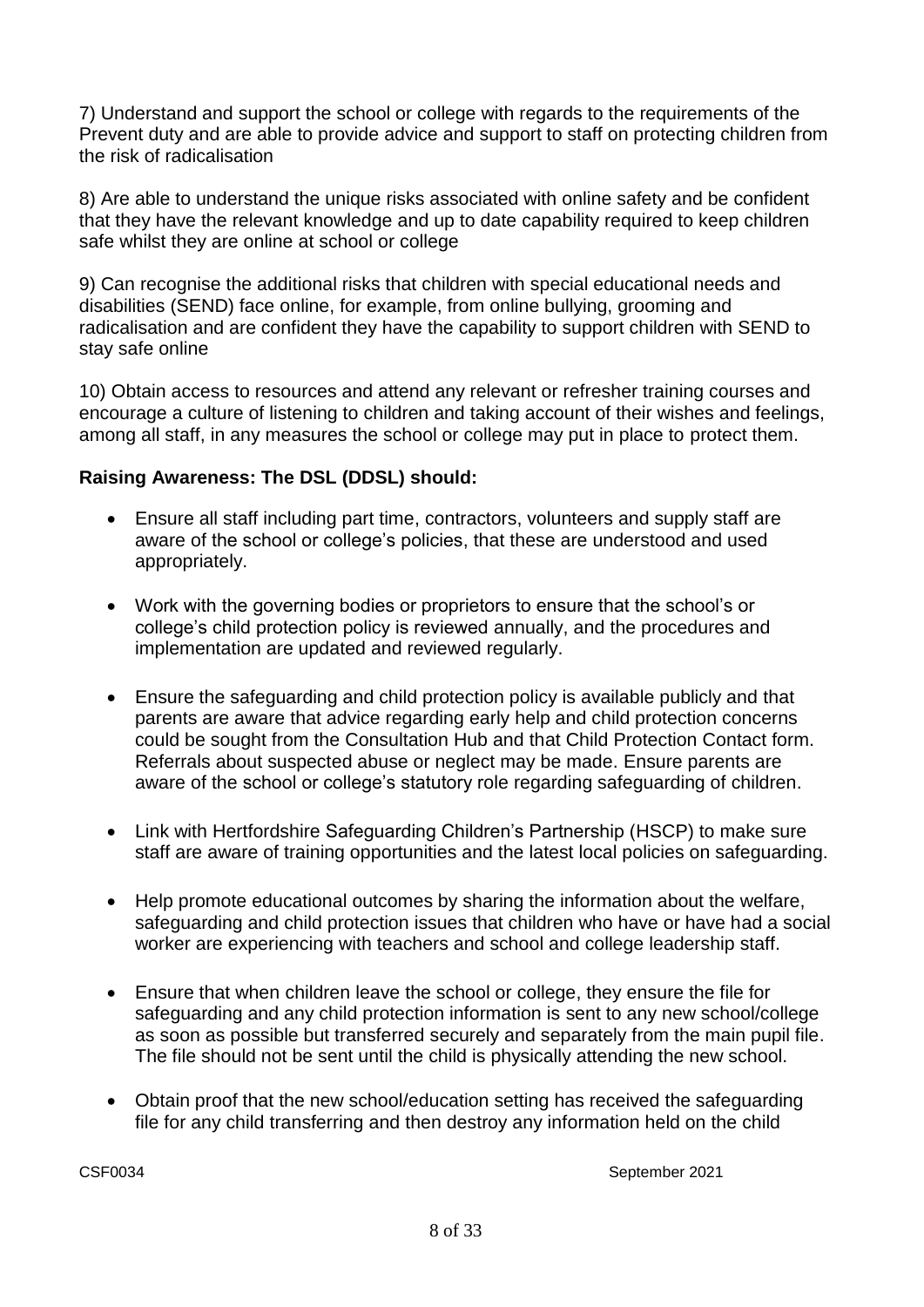7) Understand and support the school or college with regards to the requirements of the Prevent duty and are able to provide advice and support to staff on protecting children from the risk of radicalisation

8) Are able to understand the unique risks associated with online safety and be confident that they have the relevant knowledge and up to date capability required to keep children safe whilst they are online at school or college

9) Can recognise the additional risks that children with special educational needs and disabilities (SEND) face online, for example, from online bullying, grooming and radicalisation and are confident they have the capability to support children with SEND to stay safe online

10) Obtain access to resources and attend any relevant or refresher training courses and encourage a culture of listening to children and taking account of their wishes and feelings, among all staff, in any measures the school or college may put in place to protect them.

**Raising Awareness: The DSL (DDSL) should:**

- Ensure all staff including part time, contractors, volunteers and supply staff are aware of the school or college's policies, that these are understood and used appropriately.
- Work with the governing bodies or proprietors to ensure that the school's or college's child protection policy is reviewed annually, and the procedures and implementation are updated and reviewed regularly.
- Ensure the safeguarding and child protection policy is available publicly and that parents are aware that advice regarding early help and child protection concerns could be sought from the Consultation Hub and that Child Protection Contact form. Referrals about suspected abuse or neglect may be made. Ensure parents are aware of the school or college's statutory role regarding safeguarding of children.
- Link with Hertfordshire Safeguarding Children's Partnership (HSCP) to make sure staff are aware of training opportunities and the latest local policies on safeguarding.
- Help promote educational outcomes by sharing the information about the welfare, safeguarding and child protection issues that children who have or have had a social worker are experiencing with teachers and school and college leadership staff.
- Ensure that when children leave the school or college, they ensure the file for safeguarding and any child protection information is sent to any new school/college as soon as possible but transferred securely and separately from the main pupil file. The file should not be sent until the child is physically attending the new school.
- Obtain proof that the new school/education setting has received the safeguarding file for any child transferring and then destroy any information held on the child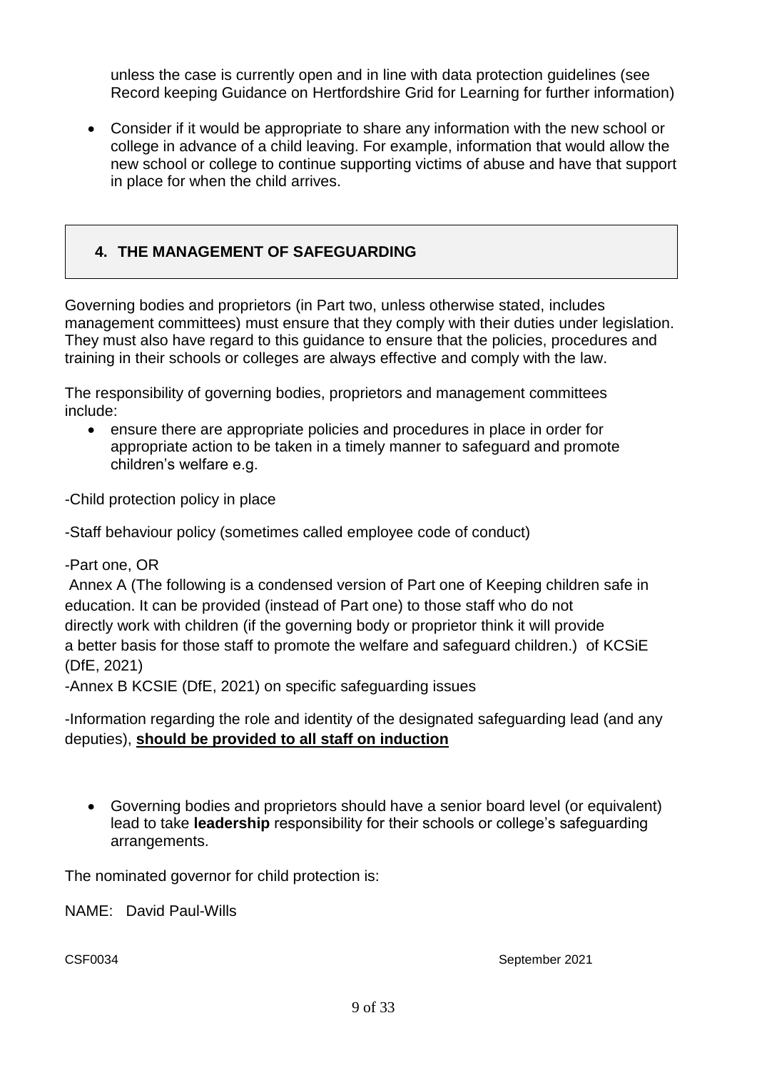unless the case is currently open and in line with data protection guidelines (see Record keeping Guidance on Hertfordshire Grid for Learning for further information)

- Consider if it would be appropriate to share any information with the new school or college in advance of a child leaving. For example, information that would allow the new school or college to continue supporting victims of abuse and have that support in place for when the child arrives.

## 4. THE MANAGEMENT OF SAFEGUARDING

Governing bodies and proprietors (in Part two, unless otherwise stated, includes management committees) must ensure that they comply with their duties under legislation. They must also have regard to this guidance to ensure that the policies, procedures and training in their schools or colleges are always effective and comply with the law.

The responsibility of governing bodies, proprietors and management committees include:

- ensure there are appropriate policies and procedures in place in order for appropriate action to be taken in a timely manner to safeguard and promote children's welfare e.g.

-Child protection policy in place

-Staff behaviour policy (sometimes called employee code of conduct)

-Part one, OR
Annex A (The following is a condensed version of Part one of Keeping children safe in education. It can be provided (instead of Part one) to those staff who do not directly work with children (if the governing body or proprietor think it will provide a better basis for those staff to promote the welfare and safeguard children.) of KCSiE (DfE, 2021)
-Annex B KCSIE (DfE, 2021) on specific safeguarding issues

-Information regarding the role and identity of the designated safeguarding lead (and any deputies), **<u>should be provided to all staff on induction</u>**

- Governing bodies and proprietors should have a senior board level (or equivalent) lead to take **leadership** responsibility for their schools or college's safeguarding arrangements.

The nominated governor for child protection is:

NAME: David Paul-Wills

CSF0034 September 2021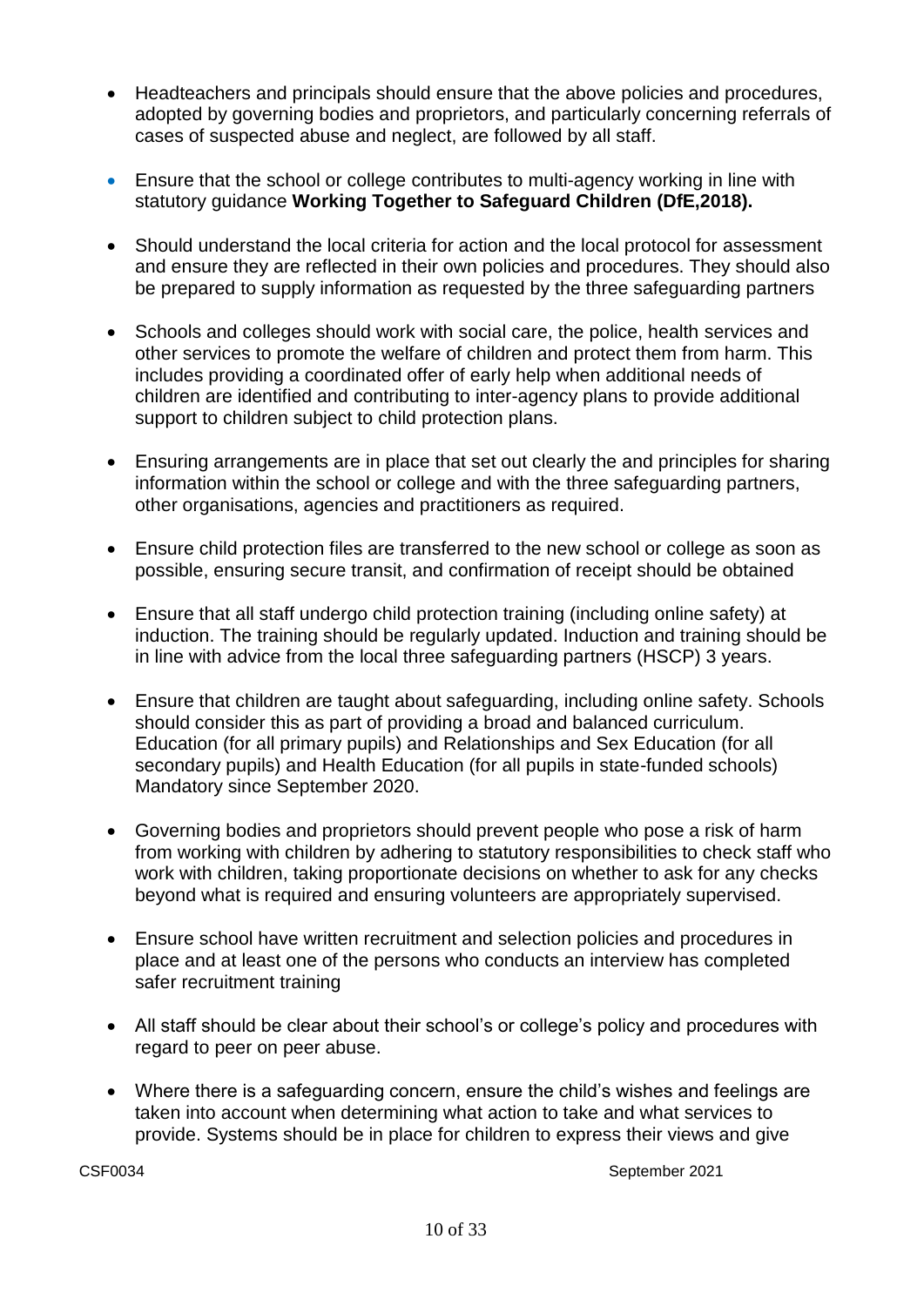- Headteachers and principals should ensure that the above policies and procedures, adopted by governing bodies and proprietors, and particularly concerning referrals of cases of suspected abuse and neglect, are followed by all staff.

- Ensure that the school or college contributes to multi-agency working in line with statutory guidance **Working Together to Safeguard Children (DfE,2018).**

- Should understand the local criteria for action and the local protocol for assessment and ensure they are reflected in their own policies and procedures. They should also be prepared to supply information as requested by the three safeguarding partners

- Schools and colleges should work with social care, the police, health services and other services to promote the welfare of children and protect them from harm. This includes providing a coordinated offer of early help when additional needs of children are identified and contributing to inter-agency plans to provide additional support to children subject to child protection plans.

- Ensuring arrangements are in place that set out clearly the and principles for sharing information within the school or college and with the three safeguarding partners, other organisations, agencies and practitioners as required.

- Ensure child protection files are transferred to the new school or college as soon as possible, ensuring secure transit, and confirmation of receipt should be obtained

- Ensure that all staff undergo child protection training (including online safety) at induction. The training should be regularly updated. Induction and training should be in line with advice from the local three safeguarding partners (HSCP) 3 years.

- Ensure that children are taught about safeguarding, including online safety. Schools should consider this as part of providing a broad and balanced curriculum. Education (for all primary pupils) and Relationships and Sex Education (for all secondary pupils) and Health Education (for all pupils in state-funded schools) Mandatory since September 2020.

- Governing bodies and proprietors should prevent people who pose a risk of harm from working with children by adhering to statutory responsibilities to check staff who work with children, taking proportionate decisions on whether to ask for any checks beyond what is required and ensuring volunteers are appropriately supervised.

- Ensure school have written recruitment and selection policies and procedures in place and at least one of the persons who conducts an interview has completed safer recruitment training

- All staff should be clear about their school's or college's policy and procedures with regard to peer on peer abuse.

- Where there is a safeguarding concern, ensure the child's wishes and feelings are taken into account when determining what action to take and what services to provide. Systems should be in place for children to express their views and give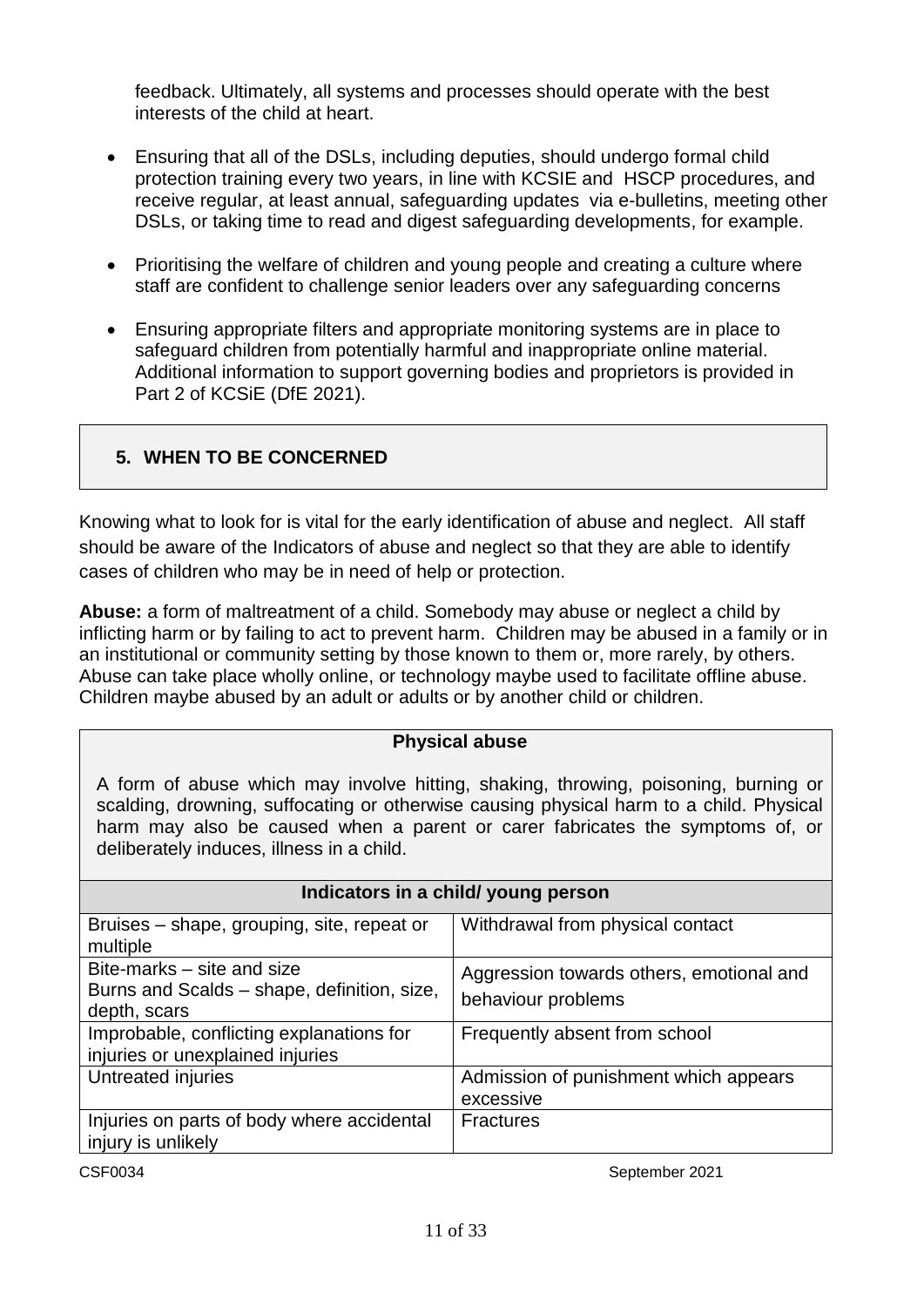feedback. Ultimately, all systems and processes should operate with the best interests of the child at heart.

- Ensuring that all of the DSLs, including deputies, should undergo formal child protection training every two years, in line with KCSIE and HSCP procedures, and receive regular, at least annual, safeguarding updates via e-bulletins, meeting other DSLs, or taking time to read and digest safeguarding developments, for example.
- Prioritising the welfare of children and young people and creating a culture where staff are confident to challenge senior leaders over any safeguarding concerns
- Ensuring appropriate filters and appropriate monitoring systems are in place to safeguard children from potentially harmful and inappropriate online material. Additional information to support governing bodies and proprietors is provided in Part 2 of KCSiE (DfE 2021).

## 5. WHEN TO BE CONCERNED

Knowing what to look for is vital for the early identification of abuse and neglect. All staff should be aware of the Indicators of abuse and neglect so that they are able to identify cases of children who may be in need of help or protection.

**Abuse:** a form of maltreatment of a child. Somebody may abuse or neglect a child by inflicting harm or by failing to act to prevent harm. Children may be abused in a family or in an institutional or community setting by those known to them or, more rarely, by others. Abuse can take place wholly online, or technology maybe used to facilitate offline abuse. Children maybe abused by an adult or adults or by another child or children.

**Physical abuse**

A form of abuse which may involve hitting, shaking, throwing, poisoning, burning or scalding, drowning, suffocating or otherwise causing physical harm to a child. Physical harm may also be caused when a parent or carer fabricates the symptoms of, or deliberately induces, illness in a child.

| Indicators in a child/ young person | |
|---|---|
| Bruises – shape, grouping, site, repeat or multiple | Withdrawal from physical contact |
| Bite-marks – site and size<br>Burns and Scalds – shape, definition, size, depth, scars | Aggression towards others, emotional and behaviour problems |
| Improbable, conflicting explanations for injuries or unexplained injuries | Frequently absent from school |
| Untreated injuries | Admission of punishment which appears excessive |
| Injuries on parts of body where accidental injury is unlikely | Fractures |

CSF0034 September 2021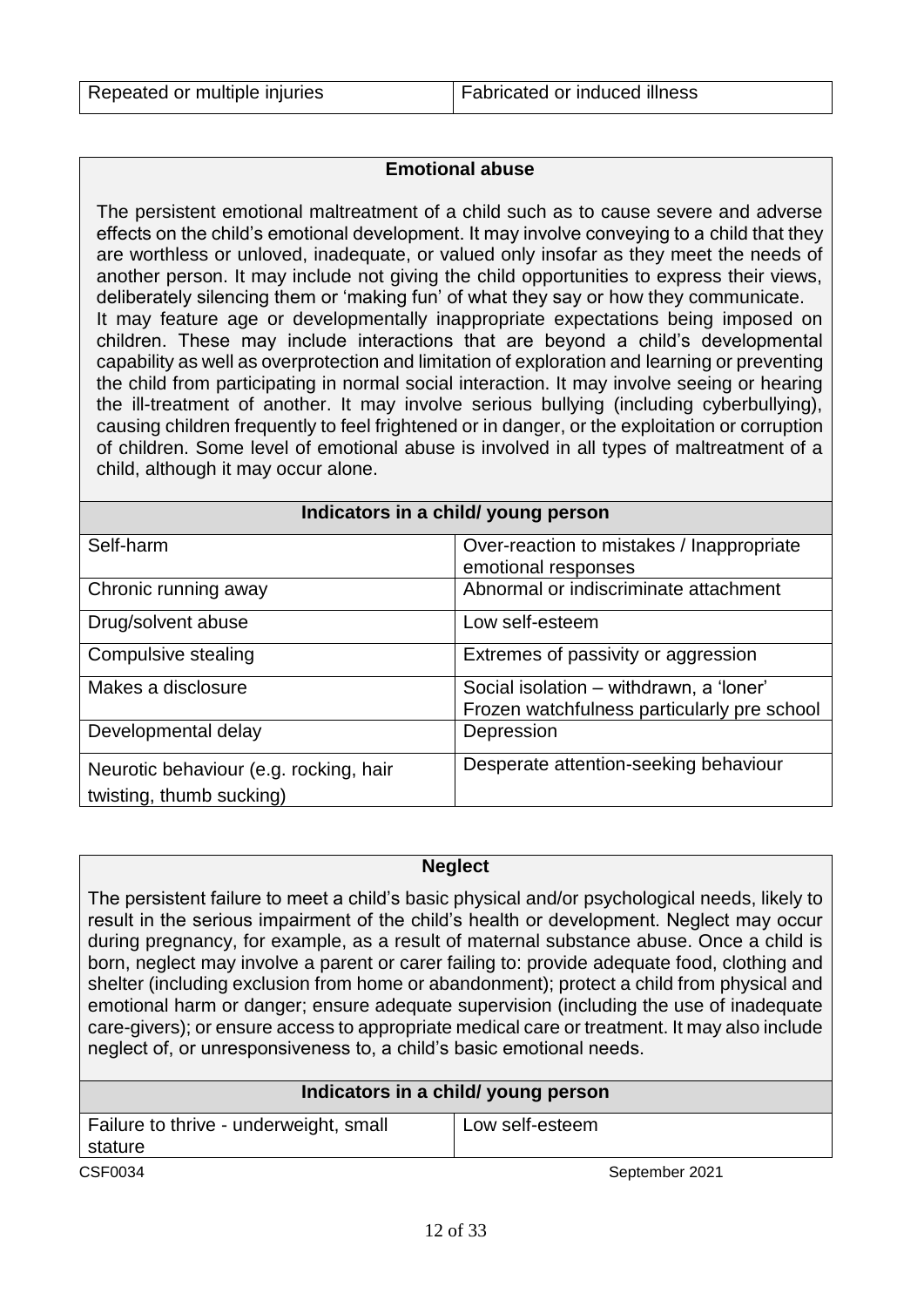| Repeated or multiple injuries | Fabricated or induced illness |
|---|---|

## Emotional abuse

The persistent emotional maltreatment of a child such as to cause severe and adverse effects on the child's emotional development. It may involve conveying to a child that they are worthless or unloved, inadequate, or valued only insofar as they meet the needs of another person. It may include not giving the child opportunities to express their views, deliberately silencing them or 'making fun' of what they say or how they communicate.
It may feature age or developmentally inappropriate expectations being imposed on children. These may include interactions that are beyond a child's developmental capability as well as overprotection and limitation of exploration and learning or preventing the child from participating in normal social interaction. It may involve seeing or hearing the ill-treatment of another. It may involve serious bullying (including cyberbullying), causing children frequently to feel frightened or in danger, or the exploitation or corruption of children. Some level of emotional abuse is involved in all types of maltreatment of a child, although it may occur alone.

| Indicators in a child/ young person | |
|---|---|
| Self-harm | Over-reaction to mistakes / Inappropriate emotional responses |
| Chronic running away | Abnormal or indiscriminate attachment |
| Drug/solvent abuse | Low self-esteem |
| Compulsive stealing | Extremes of passivity or aggression |
| Makes a disclosure | Social isolation – withdrawn, a 'loner' Frozen watchfulness particularly pre school |
| Developmental delay | Depression |
| Neurotic behaviour (e.g. rocking, hair twisting, thumb sucking) | Desperate attention-seeking behaviour |

## Neglect

The persistent failure to meet a child's basic physical and/or psychological needs, likely to result in the serious impairment of the child's health or development. Neglect may occur during pregnancy, for example, as a result of maternal substance abuse. Once a child is born, neglect may involve a parent or carer failing to: provide adequate food, clothing and shelter (including exclusion from home or abandonment); protect a child from physical and emotional harm or danger; ensure adequate supervision (including the use of inadequate care-givers); or ensure access to appropriate medical care or treatment. It may also include neglect of, or unresponsiveness to, a child's basic emotional needs.

| Indicators in a child/ young person | |
|---|---|
| Failure to thrive - underweight, small stature | Low self-esteem |

CSF0034 September 2021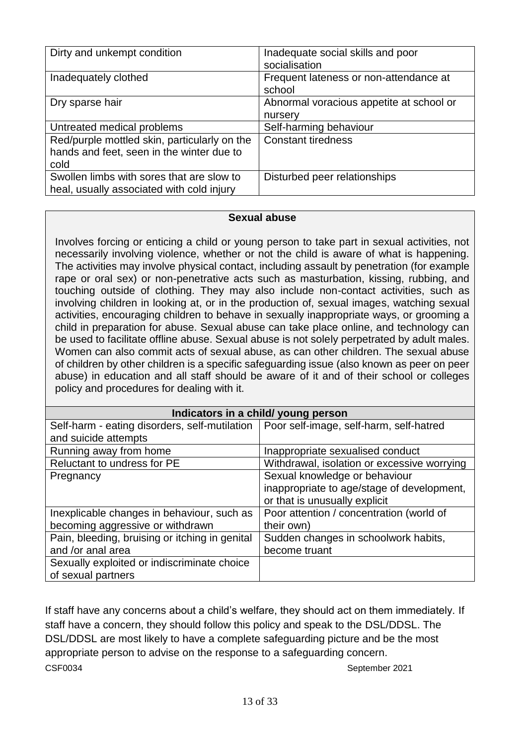| Dirty and unkempt condition | Inadequate social skills and poor socialisation |
|---|---|
| Inadequately clothed | Frequent lateness or non-attendance at school |
| Dry sparse hair | Abnormal voracious appetite at school or nursery |
| Untreated medical problems | Self-harming behaviour |
| Red/purple mottled skin, particularly on the hands and feet, seen in the winter due to cold | Constant tiredness |
| Swollen limbs with sores that are slow to heal, usually associated with cold injury | Disturbed peer relationships |

**Sexual abuse**

Involves forcing or enticing a child or young person to take part in sexual activities, not necessarily involving violence, whether or not the child is aware of what is happening. The activities may involve physical contact, including assault by penetration (for example rape or oral sex) or non-penetrative acts such as masturbation, kissing, rubbing, and touching outside of clothing. They may also include non-contact activities, such as involving children in looking at, or in the production of, sexual images, watching sexual activities, encouraging children to behave in sexually inappropriate ways, or grooming a child in preparation for abuse. Sexual abuse can take place online, and technology can be used to facilitate offline abuse. Sexual abuse is not solely perpetrated by adult males. Women can also commit acts of sexual abuse, as can other children. The sexual abuse of children by other children is a specific safeguarding issue (also known as peer on peer abuse) in education and all staff should be aware of it and of their school or colleges policy and procedures for dealing with it.

| Indicators in a child/ young person | |
|---|---|
| Self-harm - eating disorders, self-mutilation and suicide attempts | Poor self-image, self-harm, self-hatred |
| Running away from home | Inappropriate sexualised conduct |
| Reluctant to undress for PE | Withdrawal, isolation or excessive worrying |
| Pregnancy | Sexual knowledge or behaviour inappropriate to age/stage of development, or that is unusually explicit |
| Inexplicable changes in behaviour, such as becoming aggressive or withdrawn | Poor attention / concentration (world of their own) |
| Pain, bleeding, bruising or itching in genital and /or anal area | Sudden changes in schoolwork habits, become truant |
| Sexually exploited or indiscriminate choice of sexual partners | |

If staff have any concerns about a child's welfare, they should act on them immediately. If staff have a concern, they should follow this policy and speak to the DSL/DDSL. The DSL/DDSL are most likely to have a complete safeguarding picture and be the most appropriate person to advise on the response to a safeguarding concern.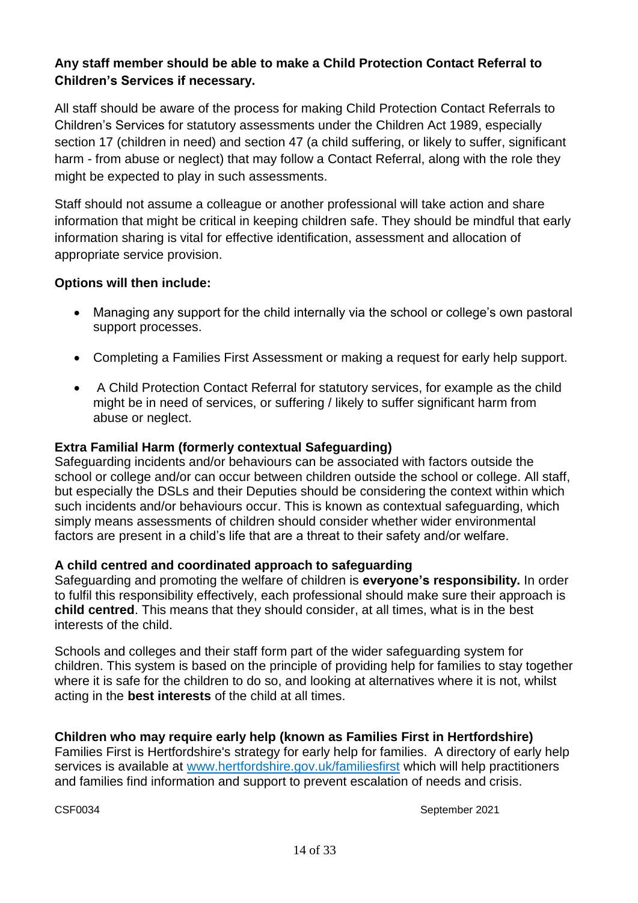**Any staff member should be able to make a Child Protection Contact Referral to Children's Services if necessary.**

All staff should be aware of the process for making Child Protection Contact Referrals to Children's Services for statutory assessments under the Children Act 1989, especially section 17 (children in need) and section 47 (a child suffering, or likely to suffer, significant harm - from abuse or neglect) that may follow a Contact Referral, along with the role they might be expected to play in such assessments.

Staff should not assume a colleague or another professional will take action and share information that might be critical in keeping children safe. They should be mindful that early information sharing is vital for effective identification, assessment and allocation of appropriate service provision.

**Options will then include:**

- Managing any support for the child internally via the school or college's own pastoral support processes.
- Completing a Families First Assessment or making a request for early help support.
- A Child Protection Contact Referral for statutory services, for example as the child might be in need of services, or suffering / likely to suffer significant harm from abuse or neglect.

**Extra Familial Harm (formerly contextual Safeguarding)**

Safeguarding incidents and/or behaviours can be associated with factors outside the school or college and/or can occur between children outside the school or college. All staff, but especially the DSLs and their Deputies should be considering the context within which such incidents and/or behaviours occur. This is known as contextual safeguarding, which simply means assessments of children should consider whether wider environmental factors are present in a child's life that are a threat to their safety and/or welfare.

**A child centred and coordinated approach to safeguarding**

Safeguarding and promoting the welfare of children is **everyone's responsibility.** In order to fulfil this responsibility effectively, each professional should make sure their approach is **child centred**. This means that they should consider, at all times, what is in the best interests of the child.

Schools and colleges and their staff form part of the wider safeguarding system for children. This system is based on the principle of providing help for families to stay together where it is safe for the children to do so, and looking at alternatives where it is not, whilst acting in the **best interests** of the child at all times.

**Children who may require early help (known as Families First in Hertfordshire)**

Families First is Hertfordshire's strategy for early help for families. A directory of early help services is available at [www.hertfordshire.gov.uk/familiesfirst](http://www.hertfordshire.gov.uk/familiesfirst) which will help practitioners and families find information and support to prevent escalation of needs and crisis.

CSF0034 September 2021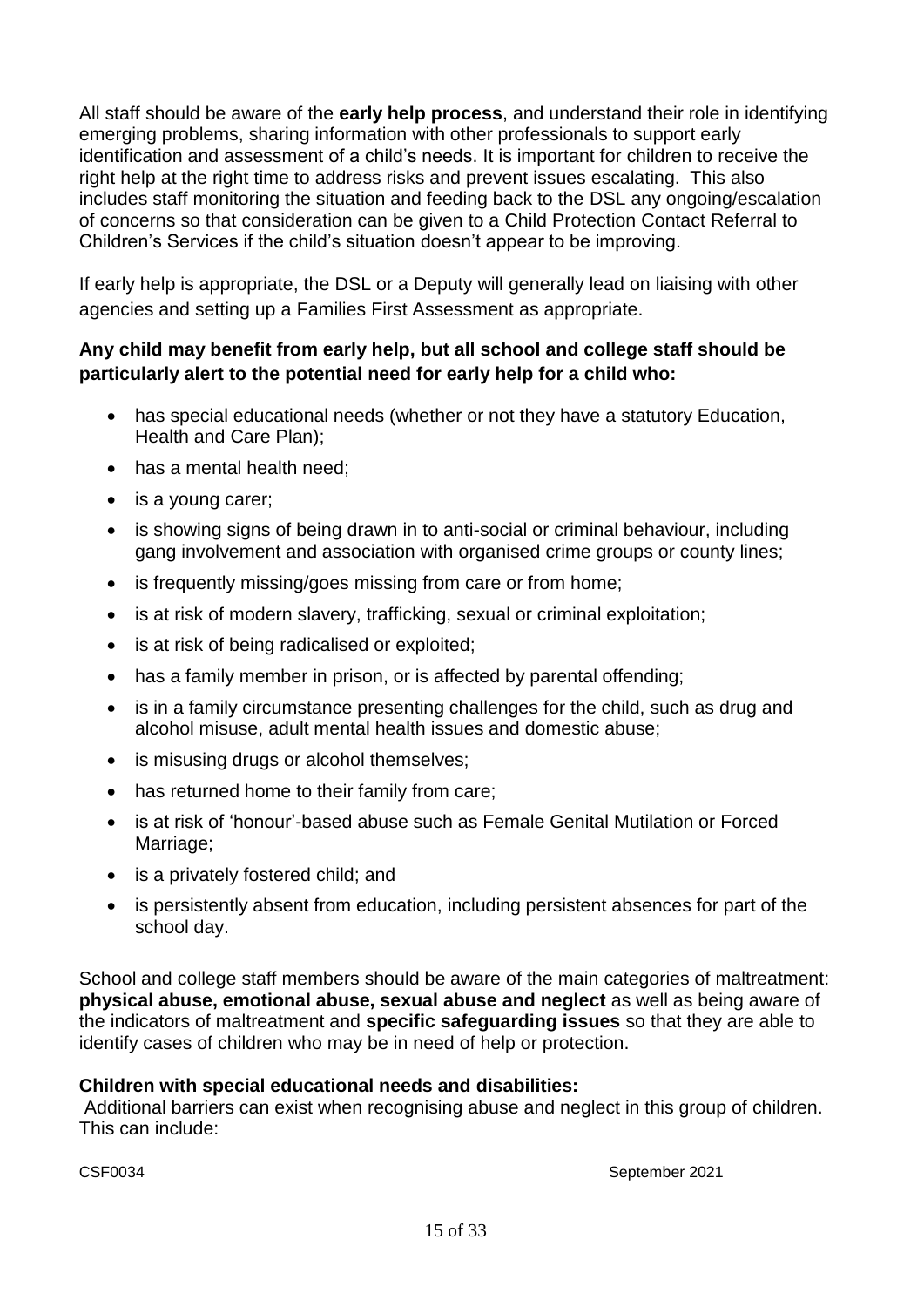All staff should be aware of the **early help process**, and understand their role in identifying emerging problems, sharing information with other professionals to support early identification and assessment of a child's needs. It is important for children to receive the right help at the right time to address risks and prevent issues escalating. This also includes staff monitoring the situation and feeding back to the DSL any ongoing/escalation of concerns so that consideration can be given to a Child Protection Contact Referral to Children's Services if the child's situation doesn't appear to be improving.

If early help is appropriate, the DSL or a Deputy will generally lead on liaising with other agencies and setting up a Families First Assessment as appropriate.

**Any child may benefit from early help, but all school and college staff should be particularly alert to the potential need for early help for a child who:**

- has special educational needs (whether or not they have a statutory Education, Health and Care Plan);
- has a mental health need;
- is a young carer;
- is showing signs of being drawn in to anti-social or criminal behaviour, including gang involvement and association with organised crime groups or county lines;
- is frequently missing/goes missing from care or from home;
- is at risk of modern slavery, trafficking, sexual or criminal exploitation;
- is at risk of being radicalised or exploited;
- has a family member in prison, or is affected by parental offending;
- is in a family circumstance presenting challenges for the child, such as drug and alcohol misuse, adult mental health issues and domestic abuse;
- is misusing drugs or alcohol themselves;
- has returned home to their family from care;
- is at risk of 'honour'-based abuse such as Female Genital Mutilation or Forced Marriage;
- is a privately fostered child; and
- is persistently absent from education, including persistent absences for part of the school day.

School and college staff members should be aware of the main categories of maltreatment: **physical abuse, emotional abuse, sexual abuse and neglect** as well as being aware of the indicators of maltreatment and **specific safeguarding issues** so that they are able to identify cases of children who may be in need of help or protection.

**Children with special educational needs and disabilities:**

Additional barriers can exist when recognising abuse and neglect in this group of children. This can include: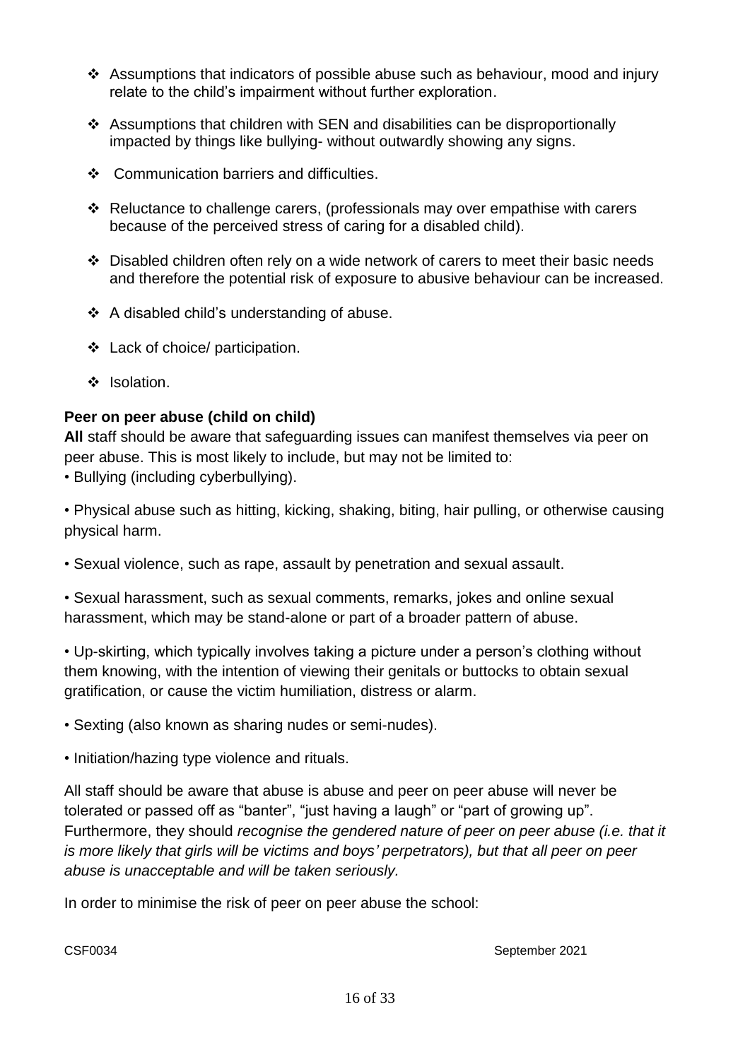- Assumptions that indicators of possible abuse such as behaviour, mood and injury relate to the child's impairment without further exploration.
- Assumptions that children with SEN and disabilities can be disproportionally impacted by things like bullying- without outwardly showing any signs.
- Communication barriers and difficulties.
- Reluctance to challenge carers, (professionals may over empathise with carers because of the perceived stress of caring for a disabled child).
- Disabled children often rely on a wide network of carers to meet their basic needs and therefore the potential risk of exposure to abusive behaviour can be increased.
- A disabled child's understanding of abuse.
- Lack of choice/ participation.
- Isolation.

**Peer on peer abuse (child on child)**

**All** staff should be aware that safeguarding issues can manifest themselves via peer on peer abuse. This is most likely to include, but may not be limited to:

- Bullying (including cyberbullying).
- Physical abuse such as hitting, kicking, shaking, biting, hair pulling, or otherwise causing physical harm.
- Sexual violence, such as rape, assault by penetration and sexual assault.
- Sexual harassment, such as sexual comments, remarks, jokes and online sexual harassment, which may be stand-alone or part of a broader pattern of abuse.
- Up-skirting, which typically involves taking a picture under a person's clothing without them knowing, with the intention of viewing their genitals or buttocks to obtain sexual gratification, or cause the victim humiliation, distress or alarm.
- Sexting (also known as sharing nudes or semi-nudes).
- Initiation/hazing type violence and rituals.

All staff should be aware that abuse is abuse and peer on peer abuse will never be tolerated or passed off as "banter", "just having a laugh" or "part of growing up". Furthermore, they should *recognise the gendered nature of peer on peer abuse (i.e. that it is more likely that girls will be victims and boys' perpetrators), but that all peer on peer abuse is unacceptable and will be taken seriously.*

In order to minimise the risk of peer on peer abuse the school: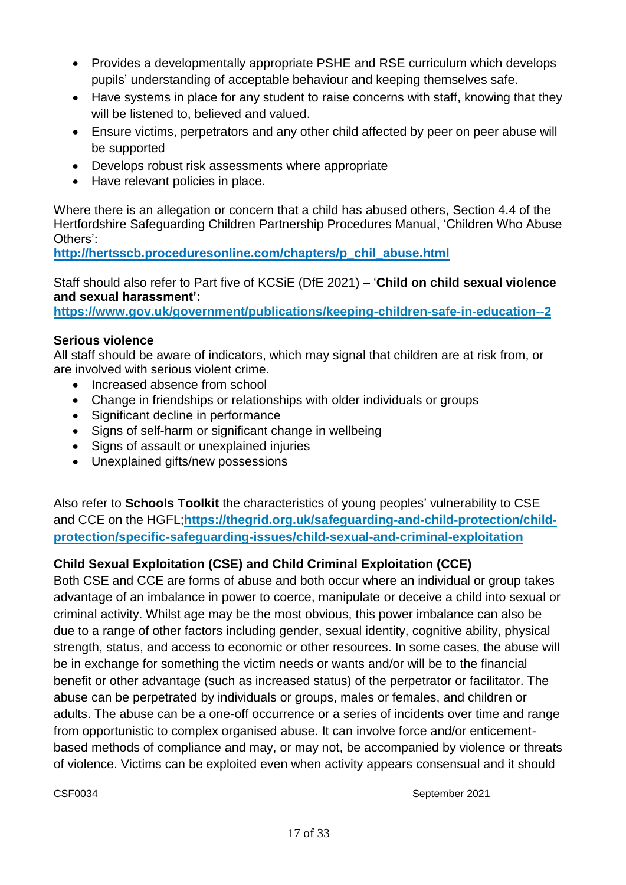- Provides a developmentally appropriate PSHE and RSE curriculum which develops pupils' understanding of acceptable behaviour and keeping themselves safe.
- Have systems in place for any student to raise concerns with staff, knowing that they will be listened to, believed and valued.
- Ensure victims, perpetrators and any other child affected by peer on peer abuse will be supported
- Develops robust risk assessments where appropriate
- Have relevant policies in place.

Where there is an allegation or concern that a child has abused others, Section 4.4 of the Hertfordshire Safeguarding Children Partnership Procedures Manual, 'Children Who Abuse Others':
**http://hertsscb.proceduresonline.com/chapters/p_chil_abuse.html**

Staff should also refer to Part five of KCSiE (DfE 2021) – '**Child on child sexual violence and sexual harassment':**
**https://www.gov.uk/government/publications/keeping-children-safe-in-education--2**

**Serious violence**
All staff should be aware of indicators, which may signal that children are at risk from, or are involved with serious violent crime.

- Increased absence from school
- Change in friendships or relationships with older individuals or groups
- Significant decline in performance
- Signs of self-harm or significant change in wellbeing
- Signs of assault or unexplained injuries
- Unexplained gifts/new possessions

Also refer to **Schools Toolkit** the characteristics of young peoples' vulnerability to CSE and CCE on the HGFL;**https://thegrid.org.uk/safeguarding-and-child-protection/child-protection/specific-safeguarding-issues/child-sexual-and-criminal-exploitation**

**Child Sexual Exploitation (CSE) and Child Criminal Exploitation (CCE)**
Both CSE and CCE are forms of abuse and both occur where an individual or group takes advantage of an imbalance in power to coerce, manipulate or deceive a child into sexual or criminal activity. Whilst age may be the most obvious, this power imbalance can also be due to a range of other factors including gender, sexual identity, cognitive ability, physical strength, status, and access to economic or other resources. In some cases, the abuse will be in exchange for something the victim needs or wants and/or will be to the financial benefit or other advantage (such as increased status) of the perpetrator or facilitator. The abuse can be perpetrated by individuals or groups, males or females, and children or adults. The abuse can be a one-off occurrence or a series of incidents over time and range from opportunistic to complex organised abuse. It can involve force and/or enticement-based methods of compliance and may, or may not, be accompanied by violence or threats of violence. Victims can be exploited even when activity appears consensual and it should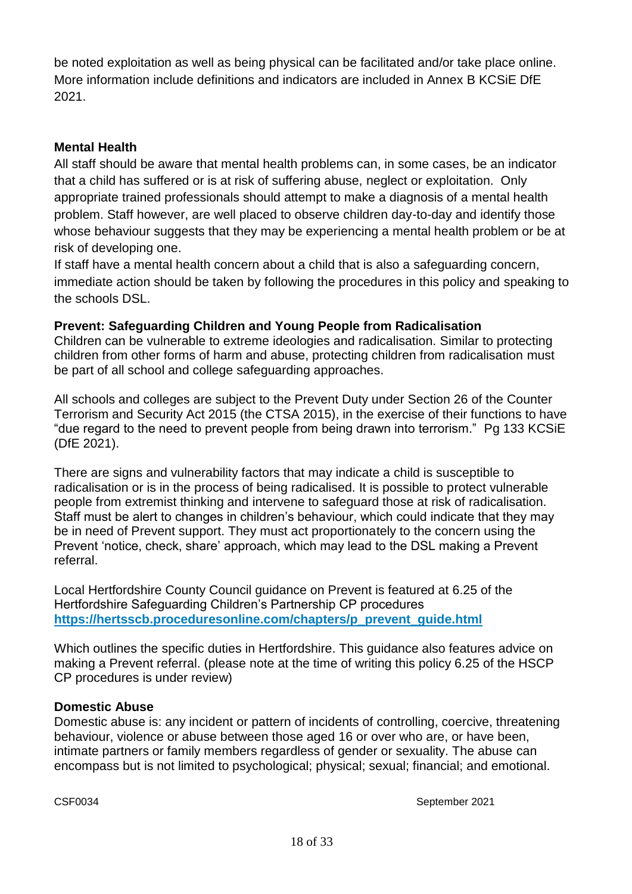be noted exploitation as well as being physical can be facilitated and/or take place online. More information include definitions and indicators are included in Annex B KCSiE DfE 2021.

**Mental Health**

All staff should be aware that mental health problems can, in some cases, be an indicator that a child has suffered or is at risk of suffering abuse, neglect or exploitation. Only appropriate trained professionals should attempt to make a diagnosis of a mental health problem. Staff however, are well placed to observe children day-to-day and identify those whose behaviour suggests that they may be experiencing a mental health problem or be at risk of developing one.

If staff have a mental health concern about a child that is also a safeguarding concern, immediate action should be taken by following the procedures in this policy and speaking to the schools DSL.

**Prevent: Safeguarding Children and Young People from Radicalisation**

Children can be vulnerable to extreme ideologies and radicalisation. Similar to protecting children from other forms of harm and abuse, protecting children from radicalisation must be part of all school and college safeguarding approaches.

All schools and colleges are subject to the Prevent Duty under Section 26 of the Counter Terrorism and Security Act 2015 (the CTSA 2015), in the exercise of their functions to have "due regard to the need to prevent people from being drawn into terrorism." Pg 133 KCSiE (DfE 2021).

There are signs and vulnerability factors that may indicate a child is susceptible to radicalisation or is in the process of being radicalised. It is possible to protect vulnerable people from extremist thinking and intervene to safeguard those at risk of radicalisation. Staff must be alert to changes in children's behaviour, which could indicate that they may be in need of Prevent support. They must act proportionately to the concern using the Prevent 'notice, check, share' approach, which may lead to the DSL making a Prevent referral.

Local Hertfordshire County Council guidance on Prevent is featured at 6.25 of the Hertfordshire Safeguarding Children's Partnership CP procedures **https://hertsscb.proceduresonline.com/chapters/p_prevent_guide.html**

Which outlines the specific duties in Hertfordshire. This guidance also features advice on making a Prevent referral. (please note at the time of writing this policy 6.25 of the HSCP CP procedures is under review)

**Domestic Abuse**

Domestic abuse is: any incident or pattern of incidents of controlling, coercive, threatening behaviour, violence or abuse between those aged 16 or over who are, or have been, intimate partners or family members regardless of gender or sexuality. The abuse can encompass but is not limited to psychological; physical; sexual; financial; and emotional.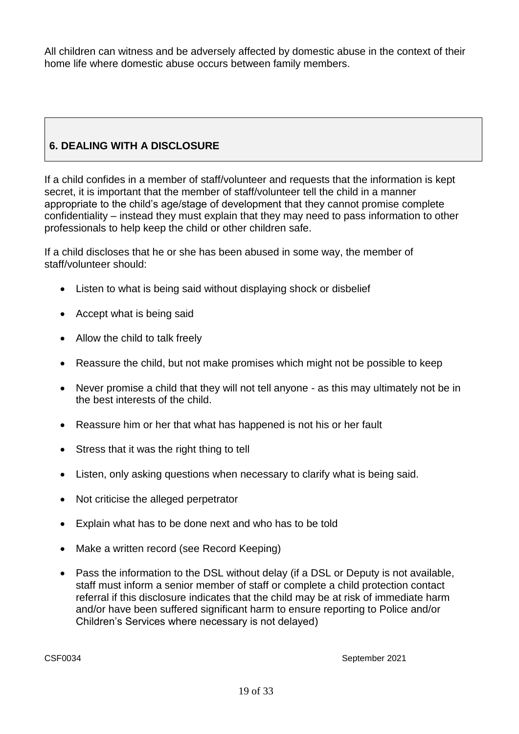All children can witness and be adversely affected by domestic abuse in the context of their home life where domestic abuse occurs between family members.

## 6. DEALING WITH A DISCLOSURE

If a child confides in a member of staff/volunteer and requests that the information is kept secret, it is important that the member of staff/volunteer tell the child in a manner appropriate to the child's age/stage of development that they cannot promise complete confidentiality – instead they must explain that they may need to pass information to other professionals to help keep the child or other children safe.

If a child discloses that he or she has been abused in some way, the member of staff/volunteer should:

- Listen to what is being said without displaying shock or disbelief
- Accept what is being said
- Allow the child to talk freely
- Reassure the child, but not make promises which might not be possible to keep
- Never promise a child that they will not tell anyone - as this may ultimately not be in the best interests of the child.
- Reassure him or her that what has happened is not his or her fault
- Stress that it was the right thing to tell
- Listen, only asking questions when necessary to clarify what is being said.
- Not criticise the alleged perpetrator
- Explain what has to be done next and who has to be told
- Make a written record (see Record Keeping)
- Pass the information to the DSL without delay (if a DSL or Deputy is not available, staff must inform a senior member of staff or complete a child protection contact referral if this disclosure indicates that the child may be at risk of immediate harm and/or have been suffered significant harm to ensure reporting to Police and/or Children's Services where necessary is not delayed)

CSF0034 September 2021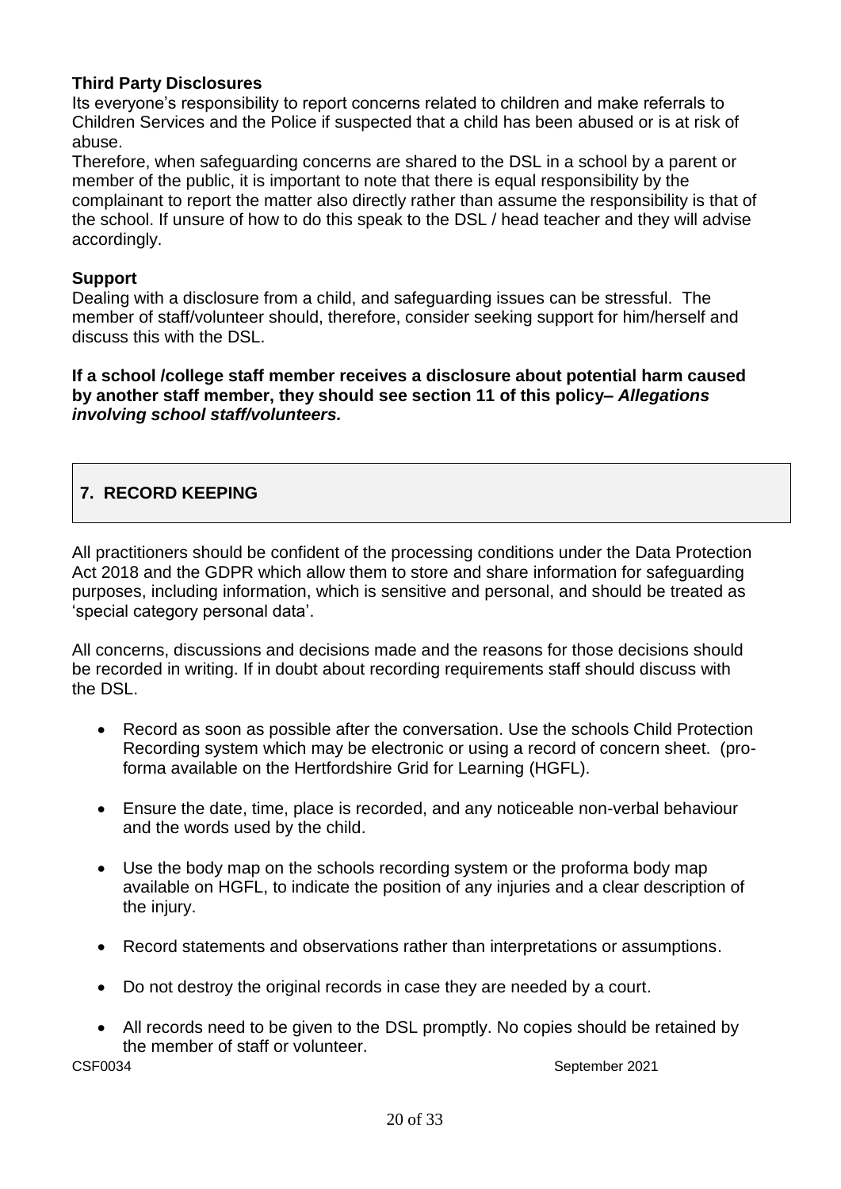**Third Party Disclosures**

Its everyone's responsibility to report concerns related to children and make referrals to Children Services and the Police if suspected that a child has been abused or is at risk of abuse.

Therefore, when safeguarding concerns are shared to the DSL in a school by a parent or member of the public, it is important to note that there is equal responsibility by the complainant to report the matter also directly rather than assume the responsibility is that of the school. If unsure of how to do this speak to the DSL / head teacher and they will advise accordingly.

**Support**

Dealing with a disclosure from a child, and safeguarding issues can be stressful. The member of staff/volunteer should, therefore, consider seeking support for him/herself and discuss this with the DSL.

**If a school /college staff member receives a disclosure about potential harm caused by another staff member, they should see section 11 of this policy– *Allegations involving school staff/volunteers.***

## 7. RECORD KEEPING

All practitioners should be confident of the processing conditions under the Data Protection Act 2018 and the GDPR which allow them to store and share information for safeguarding purposes, including information, which is sensitive and personal, and should be treated as 'special category personal data'.

All concerns, discussions and decisions made and the reasons for those decisions should be recorded in writing. If in doubt about recording requirements staff should discuss with the DSL.

- Record as soon as possible after the conversation. Use the schools Child Protection Recording system which may be electronic or using a record of concern sheet. (pro-forma available on the Hertfordshire Grid for Learning (HGFL).
- Ensure the date, time, place is recorded, and any noticeable non-verbal behaviour and the words used by the child.
- Use the body map on the schools recording system or the proforma body map available on HGFL, to indicate the position of any injuries and a clear description of the injury.
- Record statements and observations rather than interpretations or assumptions.
- Do not destroy the original records in case they are needed by a court.
- All records need to be given to the DSL promptly. No copies should be retained by the member of staff or volunteer.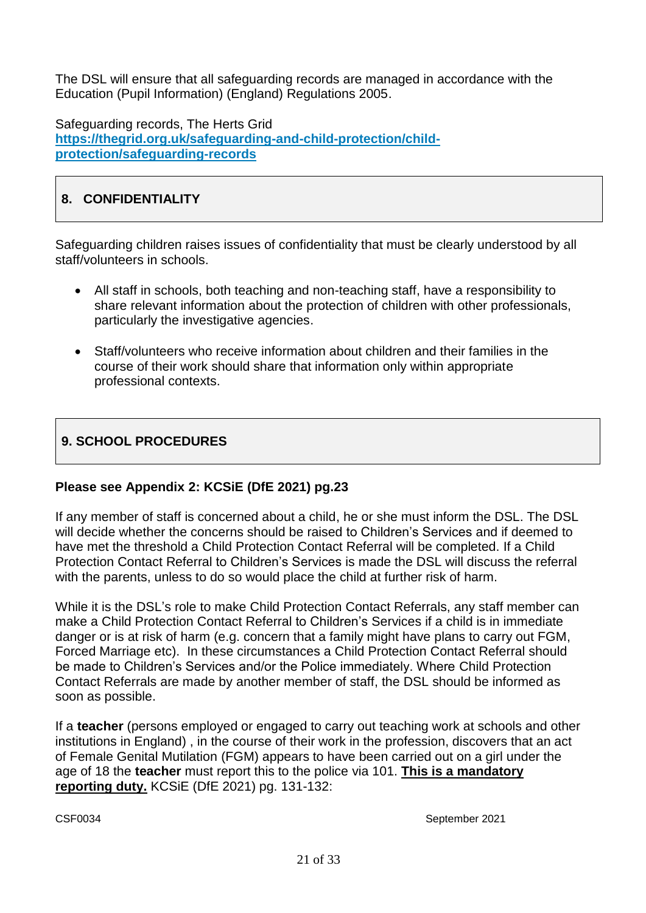The DSL will ensure that all safeguarding records are managed in accordance with the Education (Pupil Information) (England) Regulations 2005.

Safeguarding records, The Herts Grid
**[https://thegrid.org.uk/safeguarding-and-child-protection/child-protection/safeguarding-records](https://thegrid.org.uk/safeguarding-and-child-protection/child-protection/safeguarding-records)**

## 8. CONFIDENTIALITY

Safeguarding children raises issues of confidentiality that must be clearly understood by all staff/volunteers in schools.

- All staff in schools, both teaching and non-teaching staff, have a responsibility to share relevant information about the protection of children with other professionals, particularly the investigative agencies.

- Staff/volunteers who receive information about children and their families in the course of their work should share that information only within appropriate professional contexts.

## 9. SCHOOL PROCEDURES

**Please see Appendix 2: KCSiE (DfE 2021) pg.23**

If any member of staff is concerned about a child, he or she must inform the DSL. The DSL will decide whether the concerns should be raised to Children's Services and if deemed to have met the threshold a Child Protection Contact Referral will be completed. If a Child Protection Contact Referral to Children's Services is made the DSL will discuss the referral with the parents, unless to do so would place the child at further risk of harm.

While it is the DSL's role to make Child Protection Contact Referrals, any staff member can make a Child Protection Contact Referral to Children's Services if a child is in immediate danger or is at risk of harm (e.g. concern that a family might have plans to carry out FGM, Forced Marriage etc). In these circumstances a Child Protection Contact Referral should be made to Children's Services and/or the Police immediately. Where Child Protection Contact Referrals are made by another member of staff, the DSL should be informed as soon as possible.

If a **teacher** (persons employed or engaged to carry out teaching work at schools and other institutions in England) , in the course of their work in the profession, discovers that an act of Female Genital Mutilation (FGM) appears to have been carried out on a girl under the age of 18 the **teacher** must report this to the police via 101. **<u>This is a mandatory reporting duty.</u>** KCSiE (DfE 2021) pg. 131-132:

CSF0034 September 2021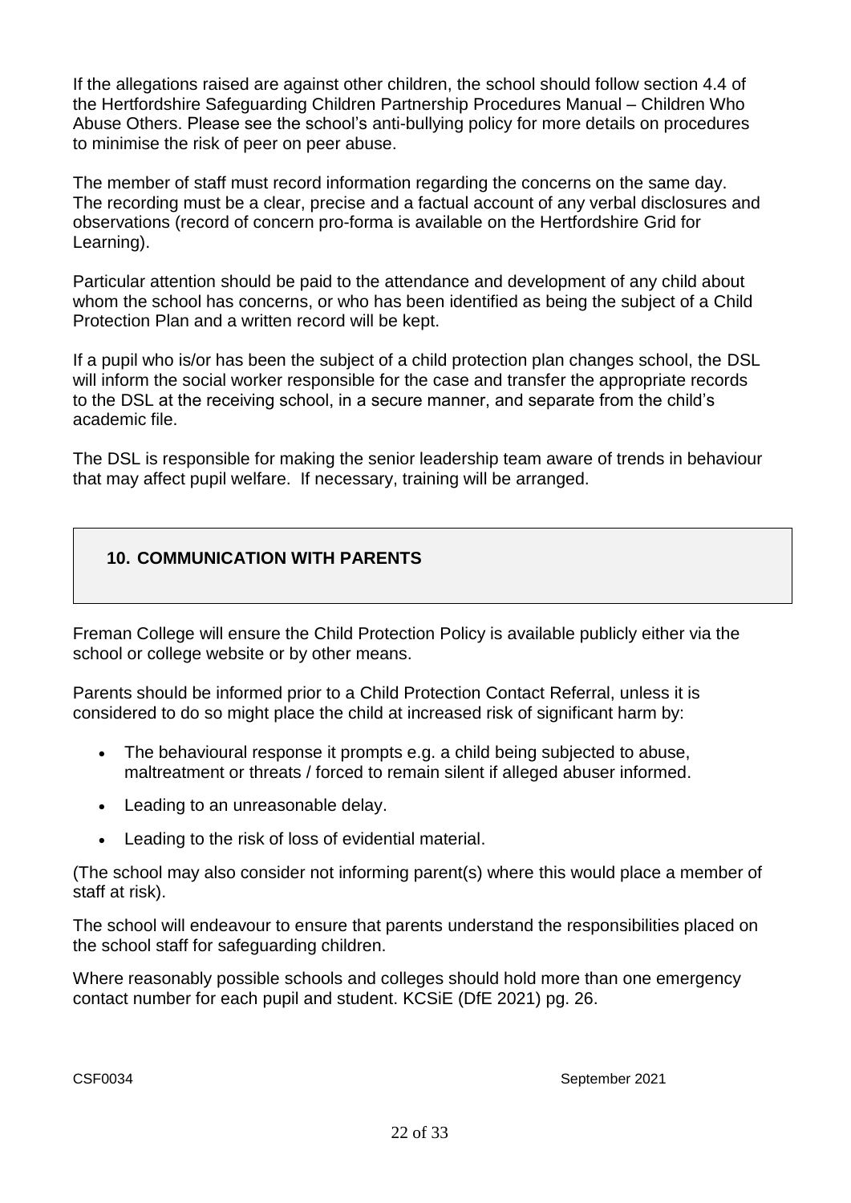If the allegations raised are against other children, the school should follow section 4.4 of the Hertfordshire Safeguarding Children Partnership Procedures Manual – Children Who Abuse Others. Please see the school's anti-bullying policy for more details on procedures to minimise the risk of peer on peer abuse.

The member of staff must record information regarding the concerns on the same day. The recording must be a clear, precise and a factual account of any verbal disclosures and observations (record of concern pro-forma is available on the Hertfordshire Grid for Learning).

Particular attention should be paid to the attendance and development of any child about whom the school has concerns, or who has been identified as being the subject of a Child Protection Plan and a written record will be kept.

If a pupil who is/or has been the subject of a child protection plan changes school, the DSL will inform the social worker responsible for the case and transfer the appropriate records to the DSL at the receiving school, in a secure manner, and separate from the child's academic file.

The DSL is responsible for making the senior leadership team aware of trends in behaviour that may affect pupil welfare. If necessary, training will be arranged.

## 10. COMMUNICATION WITH PARENTS

Freman College will ensure the Child Protection Policy is available publicly either via the school or college website or by other means.

Parents should be informed prior to a Child Protection Contact Referral, unless it is considered to do so might place the child at increased risk of significant harm by:

- The behavioural response it prompts e.g. a child being subjected to abuse, maltreatment or threats / forced to remain silent if alleged abuser informed.
- Leading to an unreasonable delay.
- Leading to the risk of loss of evidential material.

(The school may also consider not informing parent(s) where this would place a member of staff at risk).

The school will endeavour to ensure that parents understand the responsibilities placed on the school staff for safeguarding children.

Where reasonably possible schools and colleges should hold more than one emergency contact number for each pupil and student. KCSiE (DfE 2021) pg. 26.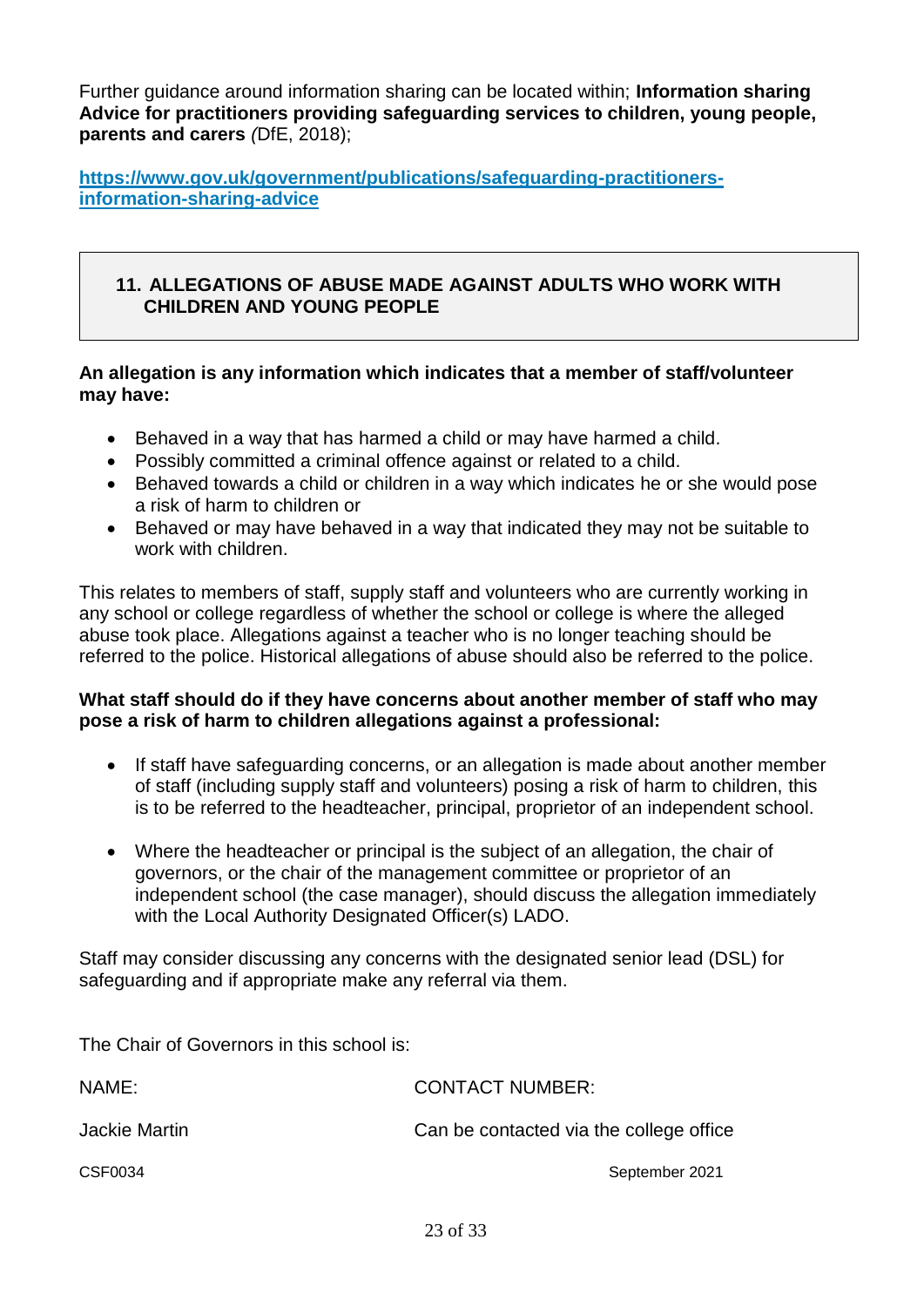Further guidance around information sharing can be located within; **Information sharing Advice for practitioners providing safeguarding services to children, young people, parents and carers** *(*DfE, 2018);

**https://www.gov.uk/government/publications/safeguarding-practitioners-information-sharing-advice**

## 11. ALLEGATIONS OF ABUSE MADE AGAINST ADULTS WHO WORK WITH CHILDREN AND YOUNG PEOPLE

**An allegation is any information which indicates that a member of staff/volunteer may have:**

- Behaved in a way that has harmed a child or may have harmed a child.
- Possibly committed a criminal offence against or related to a child.
- Behaved towards a child or children in a way which indicates he or she would pose a risk of harm to children or
- Behaved or may have behaved in a way that indicated they may not be suitable to work with children.

This relates to members of staff, supply staff and volunteers who are currently working in any school or college regardless of whether the school or college is where the alleged abuse took place. Allegations against a teacher who is no longer teaching should be referred to the police. Historical allegations of abuse should also be referred to the police.

**What staff should do if they have concerns about another member of staff who may pose a risk of harm to children allegations against a professional:**

- If staff have safeguarding concerns, or an allegation is made about another member of staff (including supply staff and volunteers) posing a risk of harm to children, this is to be referred to the headteacher, principal, proprietor of an independent school.

- Where the headteacher or principal is the subject of an allegation, the chair of governors, or the chair of the management committee or proprietor of an independent school (the case manager), should discuss the allegation immediately with the Local Authority Designated Officer(s) LADO.

Staff may consider discussing any concerns with the designated senior lead (DSL) for safeguarding and if appropriate make any referral via them.

The Chair of Governors in this school is:

| NAME: | CONTACT NUMBER: |
|---|---|
| Jackie Martin | Can be contacted via the college office |

CSF0034 September 2021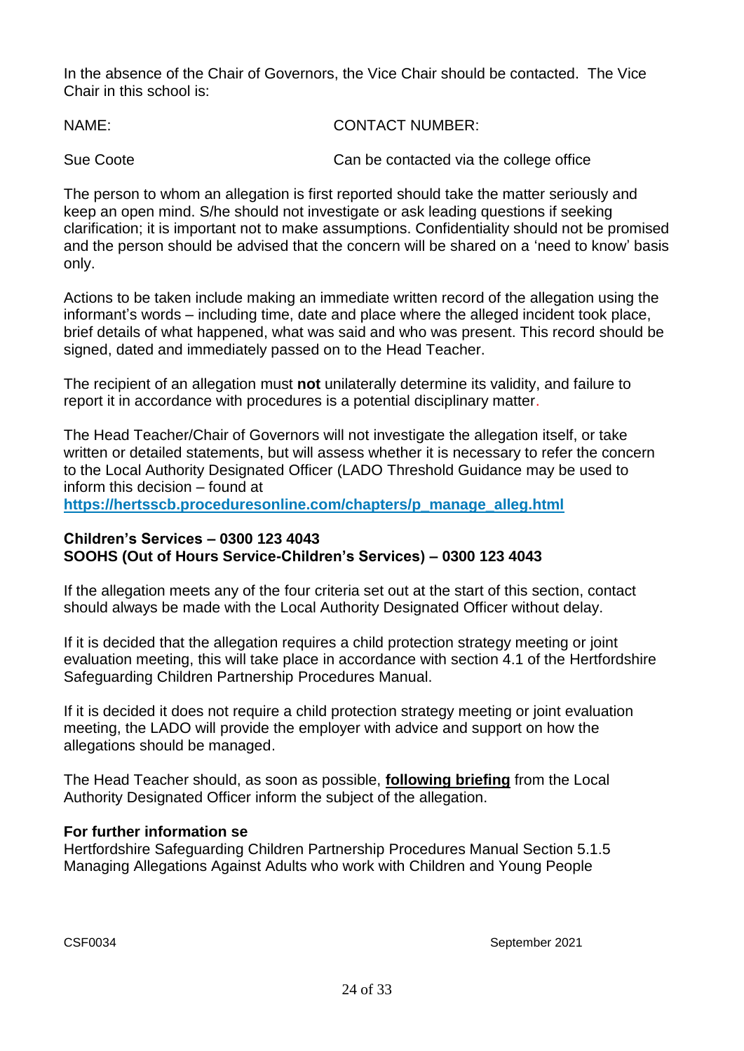In the absence of the Chair of Governors, the Vice Chair should be contacted. The Vice Chair in this school is:

| NAME: | CONTACT NUMBER: |
|---|---|
| Sue Coote | Can be contacted via the college office |

The person to whom an allegation is first reported should take the matter seriously and keep an open mind. S/he should not investigate or ask leading questions if seeking clarification; it is important not to make assumptions. Confidentiality should not be promised and the person should be advised that the concern will be shared on a 'need to know' basis only.

Actions to be taken include making an immediate written record of the allegation using the informant's words – including time, date and place where the alleged incident took place, brief details of what happened, what was said and who was present. This record should be signed, dated and immediately passed on to the Head Teacher.

The recipient of an allegation must **not** unilaterally determine its validity, and failure to report it in accordance with procedures is a potential disciplinary matter.

The Head Teacher/Chair of Governors will not investigate the allegation itself, or take written or detailed statements, but will assess whether it is necessary to refer the concern to the Local Authority Designated Officer (LADO Threshold Guidance may be used to inform this decision – found at **https://hertsscb.proceduresonline.com/chapters/p_manage_alleg.html**

**Children's Services – 0300 123 4043**
**SOOHS (Out of Hours Service-Children's Services) – 0300 123 4043**

If the allegation meets any of the four criteria set out at the start of this section, contact should always be made with the Local Authority Designated Officer without delay.

If it is decided that the allegation requires a child protection strategy meeting or joint evaluation meeting, this will take place in accordance with section 4.1 of the Hertfordshire Safeguarding Children Partnership Procedures Manual.

If it is decided it does not require a child protection strategy meeting or joint evaluation meeting, the LADO will provide the employer with advice and support on how the allegations should be managed.

The Head Teacher should, as soon as possible, **following briefing** from the Local Authority Designated Officer inform the subject of the allegation.

**For further information se**
Hertfordshire Safeguarding Children Partnership Procedures Manual Section 5.1.5 Managing Allegations Against Adults who work with Children and Young People

CSF0034 September 2021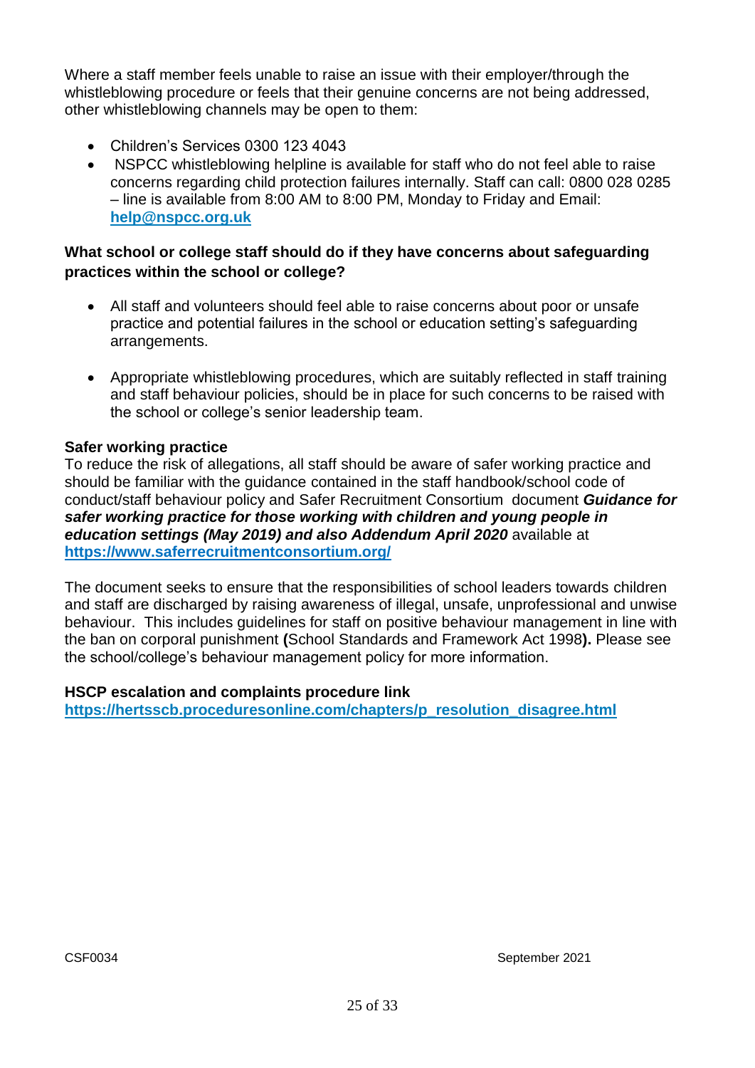Where a staff member feels unable to raise an issue with their employer/through the whistleblowing procedure or feels that their genuine concerns are not being addressed, other whistleblowing channels may be open to them:

- Children's Services 0300 123 4043
- NSPCC whistleblowing helpline is available for staff who do not feel able to raise concerns regarding child protection failures internally. Staff can call: 0800 028 0285 – line is available from 8:00 AM to 8:00 PM, Monday to Friday and Email: **[help@nspcc.org.uk](mailto:help@nspcc.org.uk)**

**What school or college staff should do if they have concerns about safeguarding practices within the school or college?**

- All staff and volunteers should feel able to raise concerns about poor or unsafe practice and potential failures in the school or education setting's safeguarding arrangements.

- Appropriate whistleblowing procedures, which are suitably reflected in staff training and staff behaviour policies, should be in place for such concerns to be raised with the school or college's senior leadership team.

**Safer working practice**

To reduce the risk of allegations, all staff should be aware of safer working practice and should be familiar with the guidance contained in the staff handbook/school code of conduct/staff behaviour policy and Safer Recruitment Consortium document ***Guidance for safer working practice for those working with children and young people in education settings (May 2019) and also Addendum April 2020*** available at **[https://www.saferrecruitmentconsortium.org/](https://www.saferrecruitmentconsortium.org/)**

The document seeks to ensure that the responsibilities of school leaders towards children and staff are discharged by raising awareness of illegal, unsafe, unprofessional and unwise behaviour. This includes guidelines for staff on positive behaviour management in line with the ban on corporal punishment **(**School Standards and Framework Act 1998**).** Please see the school/college's behaviour management policy for more information.

**HSCP escalation and complaints procedure link**

**[https://hertsscb.proceduresonline.com/chapters/p_resolution_disagree.html](https://hertsscb.proceduresonline.com/chapters/p_resolution_disagree.html)**

CSF0034 September 2021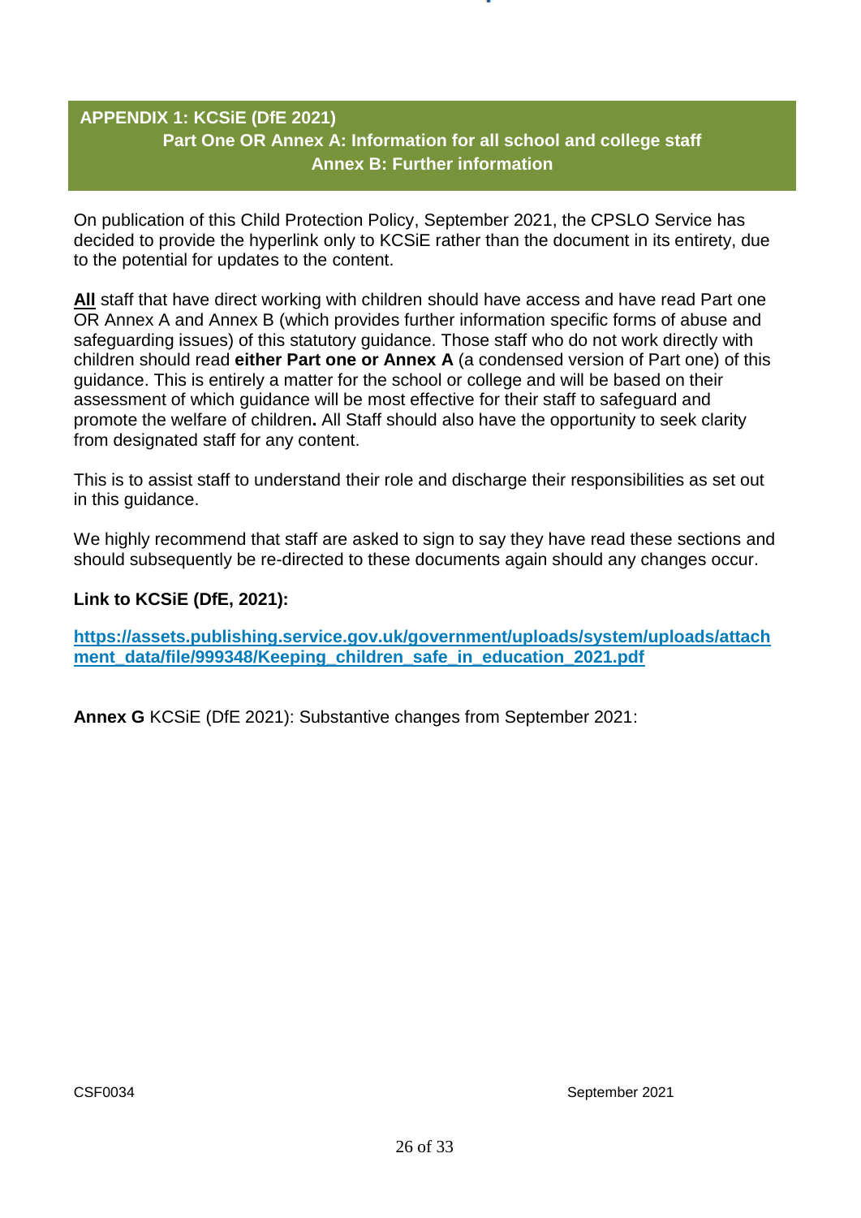## APPENDIX 1: KCSiE (DfE 2021)

### Part One OR Annex A: Information for all school and college staff
### Annex B: Further information

On publication of this Child Protection Policy, September 2021, the CPSLO Service has decided to provide the hyperlink only to KCSiE rather than the document in its entirety, due to the potential for updates to the content.

**All** staff that have direct working with children should have access and have read Part one OR Annex A and Annex B (which provides further information specific forms of abuse and safeguarding issues) of this statutory guidance. Those staff who do not work directly with children should read **either Part one or Annex A** (a condensed version of Part one) of this guidance. This is entirely a matter for the school or college and will be based on their assessment of which guidance will be most effective for their staff to safeguard and promote the welfare of children**.** All Staff should also have the opportunity to seek clarity from designated staff for any content.

This is to assist staff to understand their role and discharge their responsibilities as set out in this guidance.

We highly recommend that staff are asked to sign to say they have read these sections and should subsequently be re-directed to these documents again should any changes occur.

**Link to KCSiE (DfE, 2021):**

**https://assets.publishing.service.gov.uk/government/uploads/system/uploads/attachment_data/file/999348/Keeping_children_safe_in_education_2021.pdf**

**Annex G** KCSiE (DfE 2021): Substantive changes from September 2021:

CSF0034 September 2021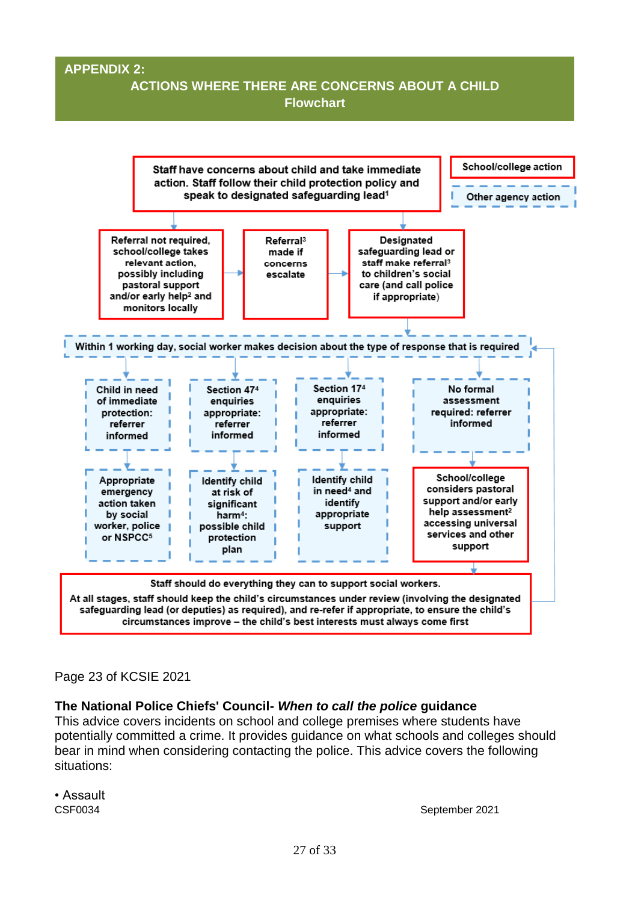## APPENDIX 2:

## ACTIONS WHERE THERE ARE CONCERNS ABOUT A CHILD Flowchart

School/college action

Other agency action

Staff have concerns about child and take immediate action. Staff follow their child protection policy and speak to designated safeguarding lead[1]

Referral not required, school/college takes relevant action, possibly including pastoral support and/or early help[2] and monitors locally

Referral[3] made if concerns escalate

Designated safeguarding lead or staff make referral[3] to children's social care (and call police if appropriate)

Within 1 working day, social worker makes decision about the type of response that is required

Child in need of immediate protection: referrer informed

Appropriate emergency action taken by social worker, police or NSPCC[5]

Section 47[4] enquiries appropriate: referrer informed

Identify child at risk of significant harm[4]: possible child protection plan

Section 17[4] enquiries appropriate: referrer informed

Identify child in need[4] and identify appropriate support

No formal assessment required: referrer informed

School/college considers pastoral support and/or early help assessment[2] accessing universal services and other support

Staff should do everything they can to support social workers.

At all stages, staff should keep the child's circumstances under review (involving the designated safeguarding lead (or deputies) as required), and re-refer if appropriate, to ensure the child's circumstances improve – the child's best interests must always come first

Page 23 of KCSIE 2021

**The National Police Chiefs' Council-** ***When to call the police*** **guidance**
This advice covers incidents on school and college premises where students have potentially committed a crime. It provides guidance on what schools and colleges should bear in mind when considering contacting the police. This advice covers the following situations:

• Assault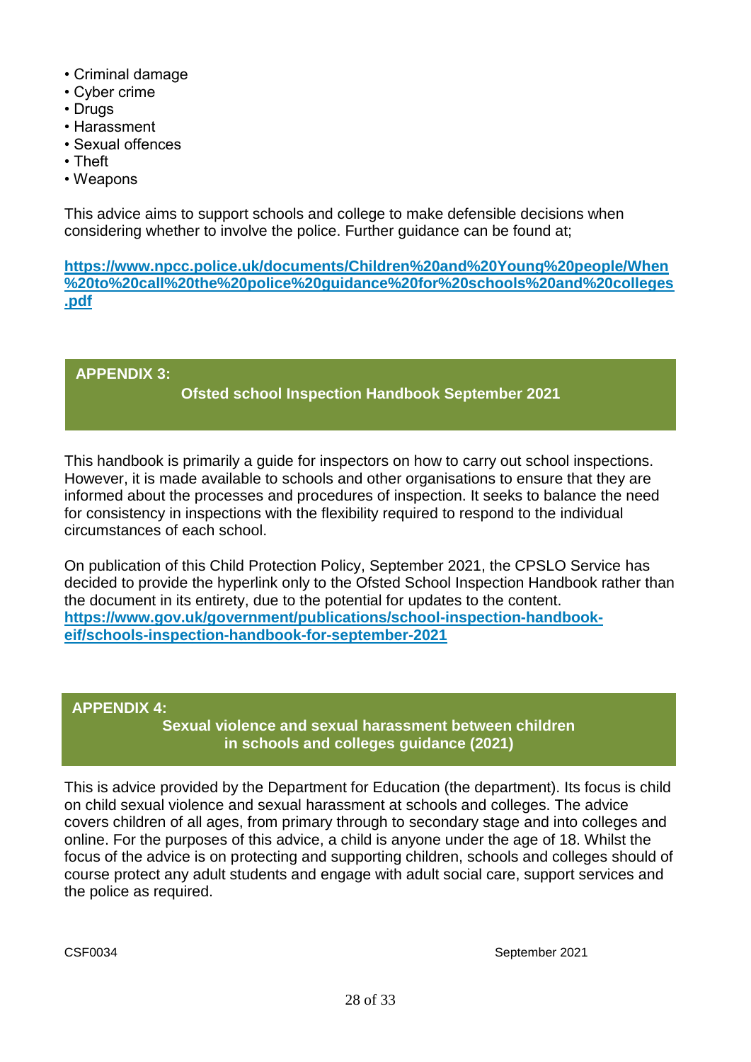- Criminal damage
- Cyber crime
- Drugs
- Harassment
- Sexual offences
- Theft
- Weapons

This advice aims to support schools and college to make defensible decisions when considering whether to involve the police. Further guidance can be found at;

**https://www.npcc.police.uk/documents/Children%20and%20Young%20people/When%20to%20call%20the%20police%20guidance%20for%20schools%20and%20colleges.pdf**

## APPENDIX 3: Ofsted school Inspection Handbook September 2021

This handbook is primarily a guide for inspectors on how to carry out school inspections. However, it is made available to schools and other organisations to ensure that they are informed about the processes and procedures of inspection. It seeks to balance the need for consistency in inspections with the flexibility required to respond to the individual circumstances of each school.

On publication of this Child Protection Policy, September 2021, the CPSLO Service has decided to provide the hyperlink only to the Ofsted School Inspection Handbook rather than the document in its entirety, due to the potential for updates to the content. **https://www.gov.uk/government/publications/school-inspection-handbook-eif/schools-inspection-handbook-for-september-2021**

## APPENDIX 4: Sexual violence and sexual harassment between children in schools and colleges guidance (2021)

This is advice provided by the Department for Education (the department). Its focus is child on child sexual violence and sexual harassment at schools and colleges. The advice covers children of all ages, from primary through to secondary stage and into colleges and online. For the purposes of this advice, a child is anyone under the age of 18. Whilst the focus of the advice is on protecting and supporting children, schools and colleges should of course protect any adult students and engage with adult social care, support services and the police as required.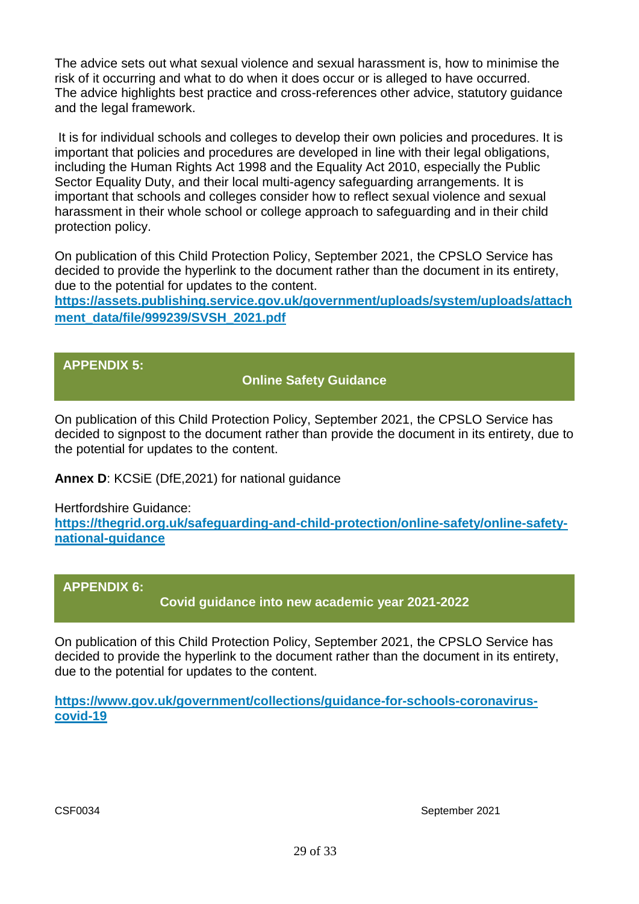The advice sets out what sexual violence and sexual harassment is, how to minimise the risk of it occurring and what to do when it does occur or is alleged to have occurred. The advice highlights best practice and cross-references other advice, statutory guidance and the legal framework.

It is for individual schools and colleges to develop their own policies and procedures. It is important that policies and procedures are developed in line with their legal obligations, including the Human Rights Act 1998 and the Equality Act 2010, especially the Public Sector Equality Duty, and their local multi-agency safeguarding arrangements. It is important that schools and colleges consider how to reflect sexual violence and sexual harassment in their whole school or college approach to safeguarding and in their child protection policy.

On publication of this Child Protection Policy, September 2021, the CPSLO Service has decided to provide the hyperlink to the document rather than the document in its entirety, due to the potential for updates to the content.
**https://assets.publishing.service.gov.uk/government/uploads/system/uploads/attachment_data/file/999239/SVSH_2021.pdf**

## APPENDIX 5: Online Safety Guidance

On publication of this Child Protection Policy, September 2021, the CPSLO Service has decided to signpost to the document rather than provide the document in its entirety, due to the potential for updates to the content.

**Annex D**: KCSiE (DfE,2021) for national guidance

Hertfordshire Guidance:
**https://thegrid.org.uk/safeguarding-and-child-protection/online-safety/online-safety-national-guidance**

## APPENDIX 6: Covid guidance into new academic year 2021-2022

On publication of this Child Protection Policy, September 2021, the CPSLO Service has decided to provide the hyperlink to the document rather than the document in its entirety, due to the potential for updates to the content.

**https://www.gov.uk/government/collections/guidance-for-schools-coronavirus-covid-19**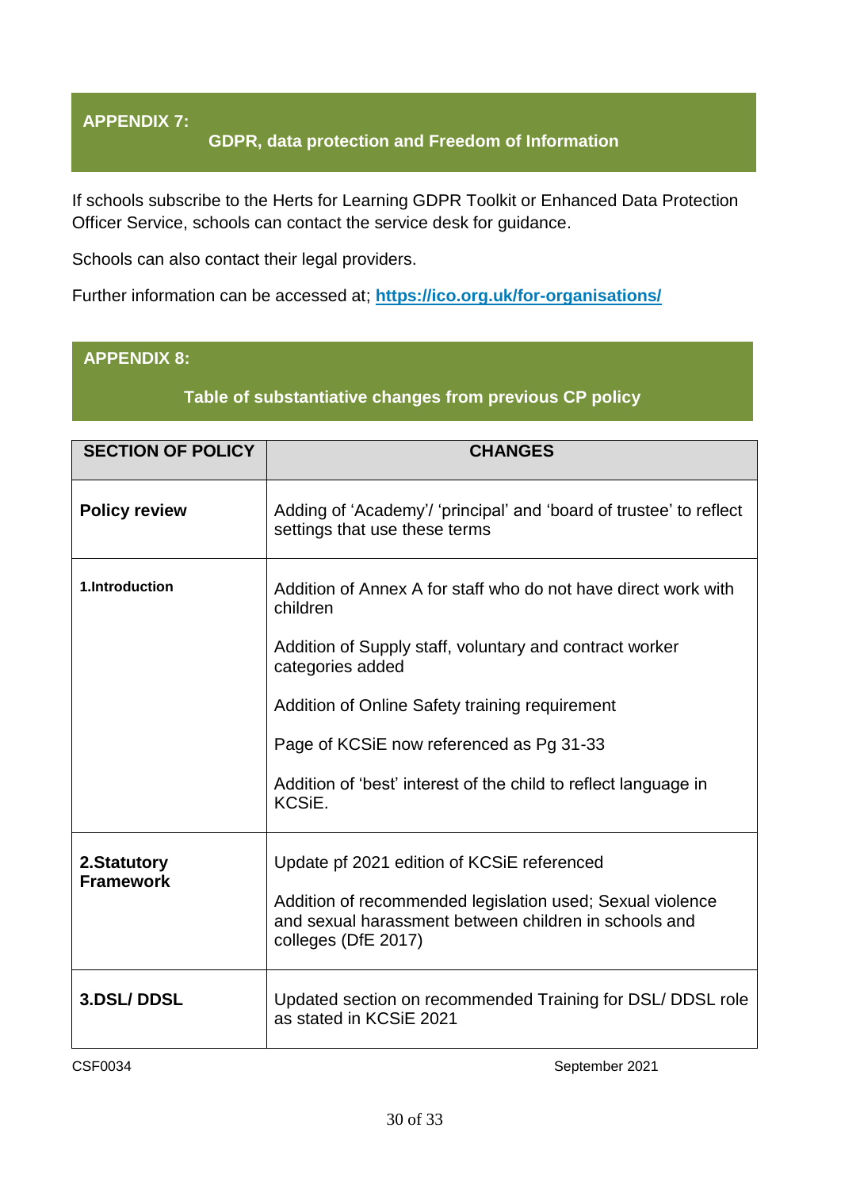## APPENDIX 7:

### GDPR, data protection and Freedom of Information

If schools subscribe to the Herts for Learning GDPR Toolkit or Enhanced Data Protection Officer Service, schools can contact the service desk for guidance.

Schools can also contact their legal providers.

Further information can be accessed at; **https://ico.org.uk/for-organisations/**

## APPENDIX 8:

### Table of substantiative changes from previous CP policy

| SECTION OF POLICY | CHANGES |
|---|---|
| **Policy review** | Adding of 'Academy'/ 'principal' and 'board of trustee' to reflect settings that use these terms |
| **1.Introduction** | Addition of Annex A for staff who do not have direct work with children<br><br>Addition of Supply staff, voluntary and contract worker categories added<br><br>Addition of Online Safety training requirement<br><br>Page of KCSiE now referenced as Pg 31-33<br><br>Addition of 'best' interest of the child to reflect language in KCSiE. |
| **2.Statutory Framework** | Update pf 2021 edition of KCSiE referenced<br><br>Addition of recommended legislation used; Sexual violence and sexual harassment between children in schools and colleges (DfE 2017) |
| **3.DSL/ DDSL** | Updated section on recommended Training for DSL/ DDSL role as stated in KCSiE 2021 |

CSF0034 September 2021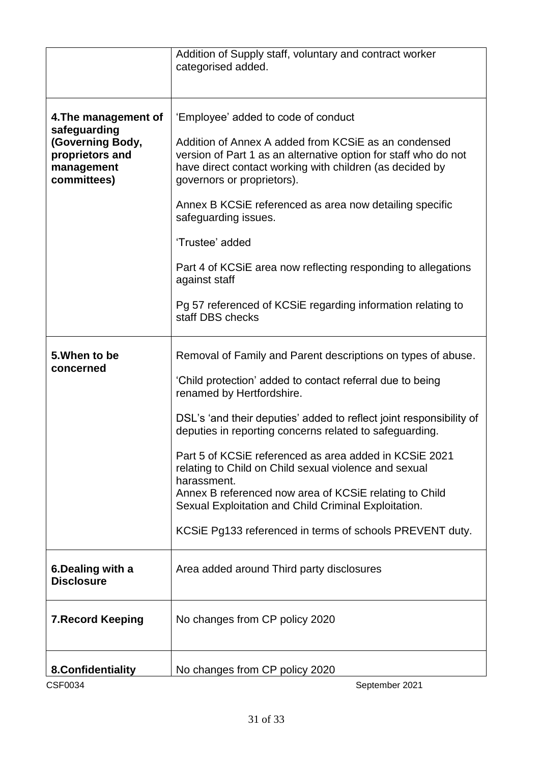| | |
|---|---|
| | Addition of Supply staff, voluntary and contract worker categorised added. |
| **4.The management of safeguarding (Governing Body, proprietors and management committees)** | 'Employee' added to code of conduct<br><br>Addition of Annex A added from KCSiE as an condensed version of Part 1 as an alternative option for staff who do not have direct contact working with children (as decided by governors or proprietors).<br><br>Annex B KCSiE referenced as area now detailing specific safeguarding issues.<br><br>'Trustee' added<br><br>Part 4 of KCSiE area now reflecting responding to allegations against staff<br><br>Pg 57 referenced of KCSiE regarding information relating to staff DBS checks |
| **5.When to be concerned** | Removal of Family and Parent descriptions on types of abuse.<br><br>'Child protection' added to contact referral due to being renamed by Hertfordshire.<br><br>DSL's 'and their deputies' added to reflect joint responsibility of deputies in reporting concerns related to safeguarding.<br><br>Part 5 of KCSiE referenced as area added in KCSiE 2021 relating to Child on Child sexual violence and sexual harassment.<br>Annex B referenced now area of KCSiE relating to Child Sexual Exploitation and Child Criminal Exploitation.<br><br>KCSiE Pg133 referenced in terms of schools PREVENT duty. |
| **6.Dealing with a Disclosure** | Area added around Third party disclosures |
| **7.Record Keeping** | No changes from CP policy 2020 |
| **8.Confidentiality** | No changes from CP policy 2020 |

CSF0034 September 2021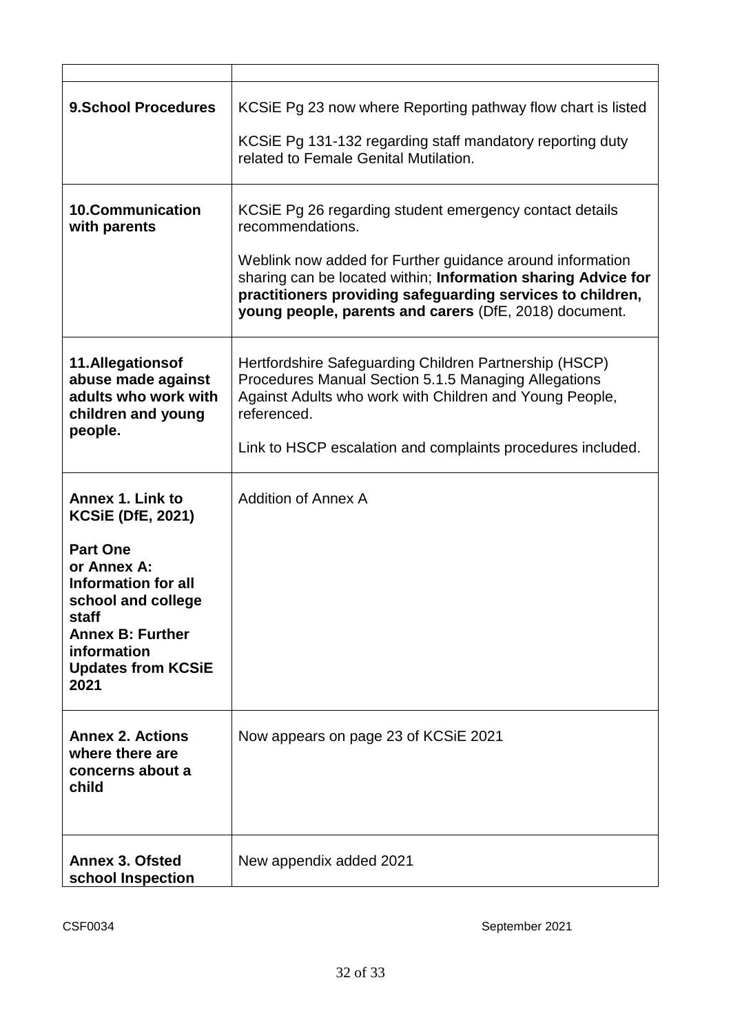| | |
|---|---|
| **9.School Procedures** | KCSiE Pg 23 now where Reporting pathway flow chart is listed<br><br>KCSiE Pg 131-132 regarding staff mandatory reporting duty related to Female Genital Mutilation. |
| **10.Communication with parents** | KCSiE Pg 26 regarding student emergency contact details recommendations.<br><br>Weblink now added for Further guidance around information sharing can be located within; **Information sharing Advice for practitioners providing safeguarding services to children, young people, parents and carers** (DfE, 2018) document. |
| **11.Allegationsof abuse made against adults who work with children and young people.** | Hertfordshire Safeguarding Children Partnership (HSCP) Procedures Manual Section 5.1.5 Managing Allegations Against Adults who work with Children and Young People, referenced.<br><br>Link to HSCP escalation and complaints procedures included. |
| **Annex 1. Link to KCSiE (DfE, 2021)**<br><br>**Part One or Annex A: Information for all school and college staff**<br>**Annex B: Further information**<br>**Updates from KCSiE 2021** | Addition of Annex A |
| **Annex 2. Actions where there are concerns about a child** | Now appears on page 23 of KCSiE 2021 |
| **Annex 3. Ofsted school Inspection** | New appendix added 2021 |

CSF0034 September 2021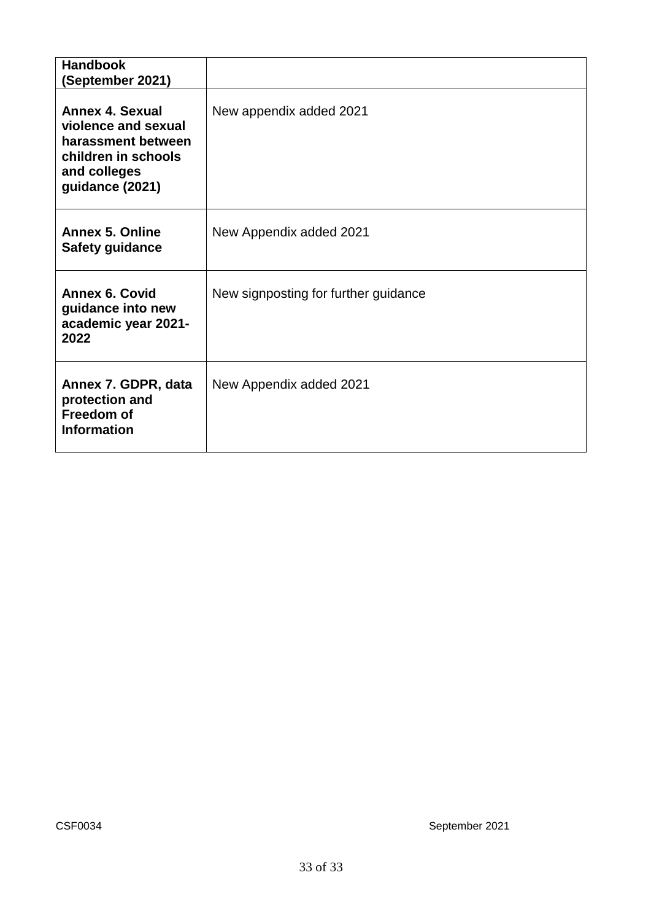| | |
|---|---|
| **Handbook (September 2021)** | |
| **Annex 4. Sexual violence and sexual harassment between children in schools and colleges guidance (2021)** | New appendix added 2021 |
| **Annex 5. Online Safety guidance** | New Appendix added 2021 |
| **Annex 6. Covid guidance into new academic year 2021-2022** | New signposting for further guidance |
| **Annex 7. GDPR, data protection and Freedom of Information** | New Appendix added 2021 |

CSF0034 September 2021